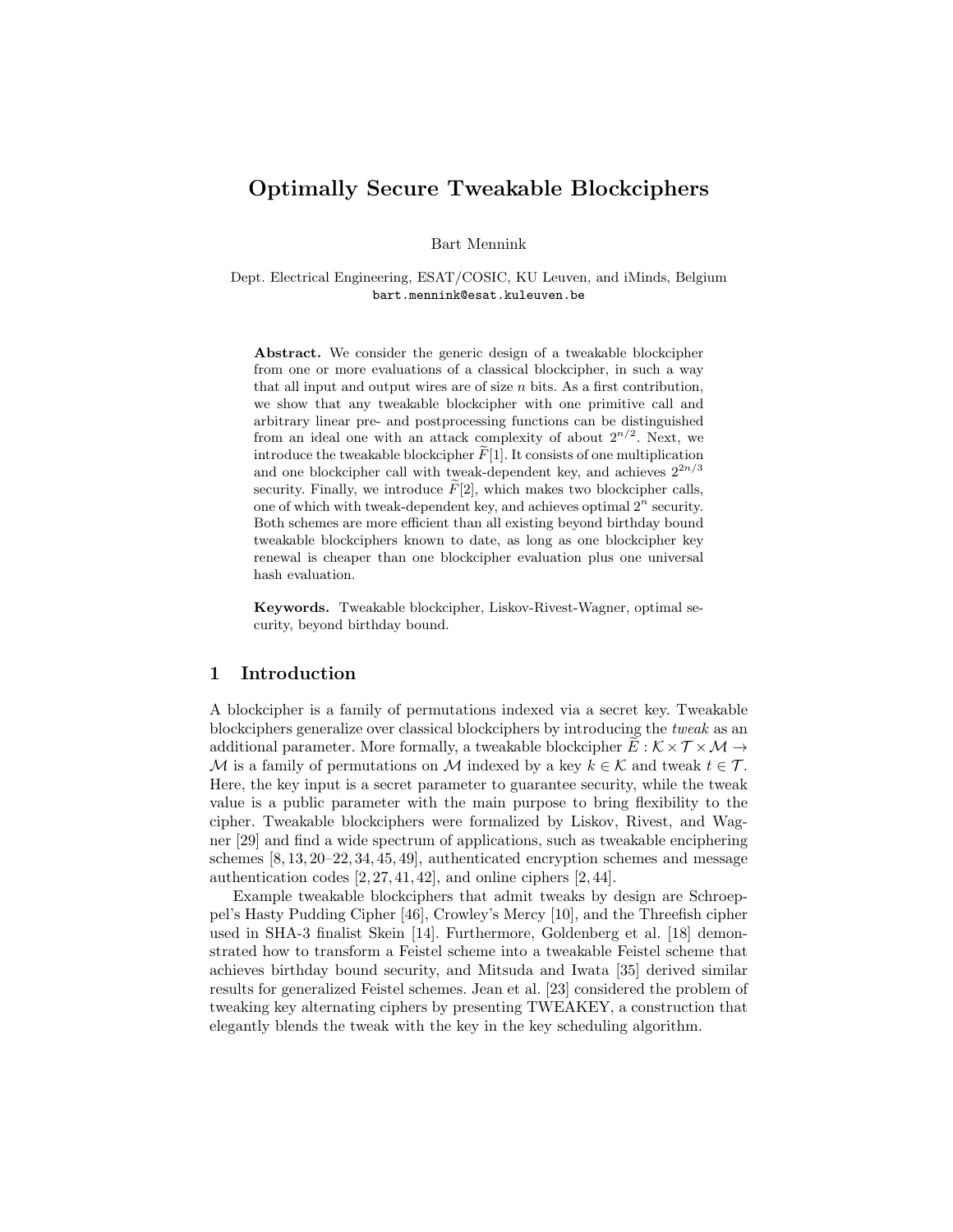# Optimally Secure Tweakable Blockciphers

Bart Mennink

Dept. Electrical Engineering, ESAT/COSIC, KU Leuven, and iMinds, Belgium
bart.mennink@esat.kuleuven.be

**Abstract.** We consider the generic design of a tweakable blockcipher from one or more evaluations of a classical blockcipher, in such a way that all input and output wires are of size $n$ bits. As a first contribution, we show that any tweakable blockcipher with one primitive call and arbitrary linear pre- and postprocessing functions can be distinguished from an ideal one with an attack complexity of about $2^{n/2}$. Next, we introduce the tweakable blockcipher $\widetilde{F}[1]$. It consists of one multiplication and one blockcipher call with tweak-dependent key, and achieves $2^{2n/3}$ security. Finally, we introduce $\widetilde{F}[2]$, which makes two blockcipher calls, one of which with tweak-dependent key, and achieves optimal $2^n$ security. Both schemes are more efficient than all existing beyond birthday bound tweakable blockciphers known to date, as long as one blockcipher key renewal is cheaper than one blockcipher evaluation plus one universal hash evaluation.

**Keywords.** Tweakable blockcipher, Liskov-Rivest-Wagner, optimal security, beyond birthday bound.

## 1 Introduction

A blockcipher is a family of permutations indexed via a secret key. Tweakable blockciphers generalize over classical blockciphers by introducing the *tweak* as an additional parameter. More formally, a tweakable blockcipher $\widetilde{E} : \mathcal{K} \times \mathcal{T} \times \mathcal{M} \to \mathcal{M}$ is a family of permutations on $\mathcal{M}$ indexed by a key $k \in \mathcal{K}$ and tweak $t \in \mathcal{T}$. Here, the key input is a secret parameter to guarantee security, while the tweak value is a public parameter with the main purpose to bring flexibility to the cipher. Tweakable blockciphers were formalized by Liskov, Rivest, and Wagner [29] and find a wide spectrum of applications, such as tweakable enciphering schemes [8, 13, 20–22, 34, 45, 49], authenticated encryption schemes and message authentication codes [2, 27, 41, 42], and online ciphers [2, 44].

Example tweakable blockciphers that admit tweaks by design are Schroeppel's Hasty Pudding Cipher [46], Crowley's Mercy [10], and the Threefish cipher used in SHA-3 finalist Skein [14]. Furthermore, Goldenberg et al. [18] demonstrated how to transform a Feistel scheme into a tweakable Feistel scheme that achieves birthday bound security, and Mitsuda and Iwata [35] derived similar results for generalized Feistel schemes. Jean et al. [23] considered the problem of tweaking key alternating ciphers by presenting TWEAKEY, a construction that elegantly blends the tweak with the key in the key scheduling algorithm.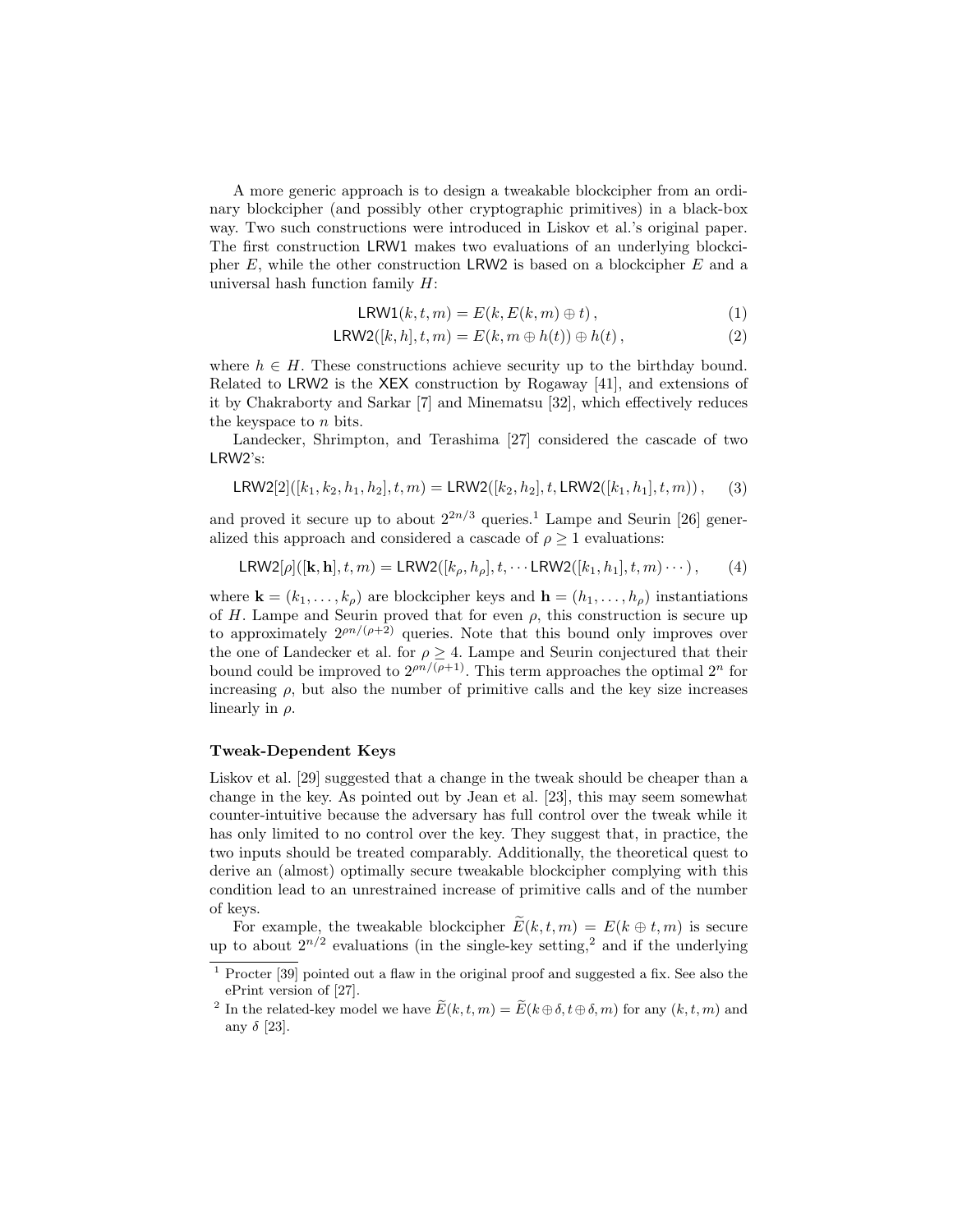A more generic approach is to design a tweakable blockcipher from an ordinary blockcipher (and possibly other cryptographic primitives) in a black-box way. Two such constructions were introduced in Liskov et al.'s original paper. The first construction LRW1 makes two evaluations of an underlying blockcipher $E$, while the other construction LRW2 is based on a blockcipher $E$ and a universal hash function family $H$:

$$\mathsf{LRW1}(k,t,m) = E(k, E(k,m) \oplus t)\,, \tag{1}$$

$$\mathsf{LRW2}([k,h],t,m) = E(k, m \oplus h(t)) \oplus h(t)\,, \tag{2}$$

where $h \in H$. These constructions achieve security up to the birthday bound. Related to LRW2 is the XEX construction by Rogaway [41], and extensions of it by Chakraborty and Sarkar [7] and Minematsu [32], which effectively reduces the keyspace to $n$ bits.

Landecker, Shrimpton, and Terashima [27] considered the cascade of two LRW2's:

$$\mathsf{LRW2}[2]([k_1,k_2,h_1,h_2],t,m) = \mathsf{LRW2}([k_2,h_2],t,\mathsf{LRW2}([k_1,h_1],t,m))\,, \tag{3}$$

and proved it secure up to about $2^{2n/3}$ queries.[1] Lampe and Seurin [26] generalized this approach and considered a cascade of $\rho \geq 1$ evaluations:

$$\mathsf{LRW2}[\rho]([\mathbf{k},\mathbf{h}],t,m) = \mathsf{LRW2}([k_\rho,h_\rho],t,\cdots\mathsf{LRW2}([k_1,h_1],t,m)\cdots)\,, \tag{4}$$

where $\mathbf{k} = (k_1,\ldots,k_\rho)$ are blockcipher keys and $\mathbf{h} = (h_1,\ldots,h_\rho)$ instantiations of $H$. Lampe and Seurin proved that for even $\rho$, this construction is secure up to approximately $2^{\rho n/(\rho+2)}$ queries. Note that this bound only improves over the one of Landecker et al. for $\rho \geq 4$. Lampe and Seurin conjectured that their bound could be improved to $2^{\rho n/(\rho+1)}$. This term approaches the optimal $2^n$ for increasing $\rho$, but also the number of primitive calls and the key size increases linearly in $\rho$.

**Tweak-Dependent Keys**

Liskov et al. [29] suggested that a change in the tweak should be cheaper than a change in the key. As pointed out by Jean et al. [23], this may seem somewhat counter-intuitive because the adversary has full control over the tweak while it has only limited to no control over the key. They suggest that, in practice, the two inputs should be treated comparably. Additionally, the theoretical quest to derive an (almost) optimally secure tweakable blockcipher complying with this condition lead to an unrestrained increase of primitive calls and of the number of keys.

For example, the tweakable blockcipher $\widetilde{E}(k,t,m) = E(k \oplus t, m)$ is secure up to about $2^{n/2}$ evaluations (in the single-key setting,[2] and if the underlying

[1] Procter [39] pointed out a flaw in the original proof and suggested a fix. See also the ePrint version of [27].

[2] In the related-key model we have $\widetilde{E}(k,t,m) = \widetilde{E}(k \oplus \delta, t \oplus \delta, m)$ for any $(k,t,m)$ and any $\delta$ [23].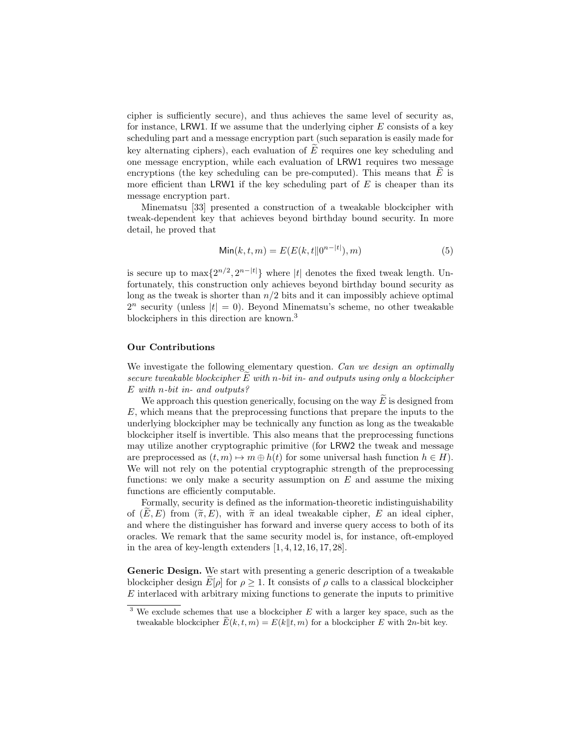cipher is sufficiently secure), and thus achieves the same level of security as, for instance, LRW1. If we assume that the underlying cipher $E$ consists of a key scheduling part and a message encryption part (such separation is easily made for key alternating ciphers), each evaluation of $\widetilde{E}$ requires one key scheduling and one message encryption, while each evaluation of LRW1 requires two message encryptions (the key scheduling can be pre-computed). This means that $\widetilde{E}$ is more efficient than LRW1 if the key scheduling part of $E$ is cheaper than its message encryption part.

Minematsu [33] presented a construction of a tweakable blockcipher with tweak-dependent key that achieves beyond birthday bound security. In more detail, he proved that

$$\mathsf{Min}(k, t, m) = E(E(k, t \| 0^{n-|t|}), m) \tag{5}$$

is secure up to $\max\{2^{n/2}, 2^{n-|t|}\}$ where $|t|$ denotes the fixed tweak length. Unfortunately, this construction only achieves beyond birthday bound security as long as the tweak is shorter than $n/2$ bits and it can impossibly achieve optimal $2^n$ security (unless $|t| = 0$). Beyond Minematsu's scheme, no other tweakable blockciphers in this direction are known.[3]

### Our Contributions

We investigate the following elementary question. *Can we design an optimally secure tweakable blockcipher $\widetilde{E}$ with $n$-bit in- and outputs using only a blockcipher $E$ with $n$-bit in- and outputs?*

We approach this question generically, focusing on the way $\widetilde{E}$ is designed from $E$, which means that the preprocessing functions that prepare the inputs to the underlying blockcipher may be technically any function as long as the tweakable blockcipher itself is invertible. This also means that the preprocessing functions may utilize another cryptographic primitive (for LRW2 the tweak and message are preprocessed as $(t, m) \mapsto m \oplus h(t)$ for some universal hash function $h \in H$). We will not rely on the potential cryptographic strength of the preprocessing functions: we only make a security assumption on $E$ and assume the mixing functions are efficiently computable.

Formally, security is defined as the information-theoretic indistinguishability of $(\widetilde{E}, E)$ from $(\widetilde{\pi}, E)$, with $\widetilde{\pi}$ an ideal tweakable cipher, $E$ an ideal cipher, and where the distinguisher has forward and inverse query access to both of its oracles. We remark that the same security model is, for instance, oft-employed in the area of key-length extenders [1, 4, 12, 16, 17, 28].

**Generic Design.** We start with presenting a generic description of a tweakable blockcipher design $\widetilde{E}[\rho]$ for $\rho \geq 1$. It consists of $\rho$ calls to a classical blockcipher $E$ interlaced with arbitrary mixing functions to generate the inputs to primitive

[3] We exclude schemes that use a blockcipher $E$ with a larger key space, such as the tweakable blockcipher $\widetilde{E}(k, t, m) = E(k \| t, m)$ for a blockcipher $E$ with $2n$-bit key.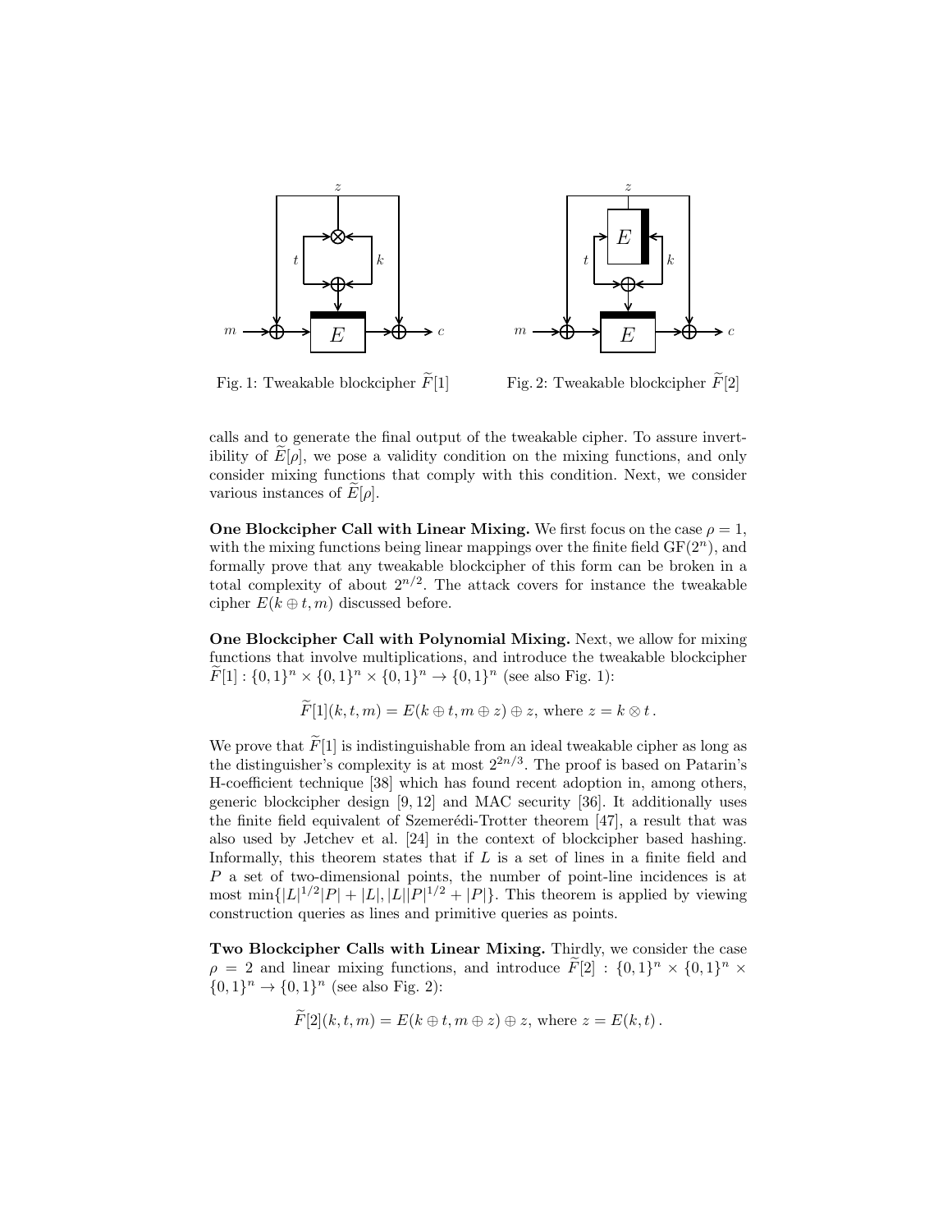Fig. 1: Tweakable blockcipher $\widetilde{F}[1]$

Fig. 2: Tweakable blockcipher $\widetilde{F}[2]$

calls and to generate the final output of the tweakable cipher. To assure invertibility of $\widetilde{E}[\rho]$, we pose a validity condition on the mixing functions, and only consider mixing functions that comply with this condition. Next, we consider various instances of $\widetilde{E}[\rho]$.

**One Blockcipher Call with Linear Mixing.** We first focus on the case $\rho = 1$, with the mixing functions being linear mappings over the finite field $\mathrm{GF}(2^n)$, and formally prove that any tweakable blockcipher of this form can be broken in a total complexity of about $2^{n/2}$. The attack covers for instance the tweakable cipher $E(k \oplus t, m)$ discussed before.

**One Blockcipher Call with Polynomial Mixing.** Next, we allow for mixing functions that involve multiplications, and introduce the tweakable blockcipher $\widetilde{F}[1] : \{0,1\}^n \times \{0,1\}^n \times \{0,1\}^n \to \{0,1\}^n$ (see also Fig. 1):

$$\widetilde{F}[1](k,t,m) = E(k \oplus t, m \oplus z) \oplus z, \text{ where } z = k \otimes t\,.$$

We prove that $\widetilde{F}[1]$ is indistinguishable from an ideal tweakable cipher as long as the distinguisher's complexity is at most $2^{2n/3}$. The proof is based on Patarin's H-coefficient technique [38] which has found recent adoption in, among others, generic blockcipher design [9, 12] and MAC security [36]. It additionally uses the finite field equivalent of Szemerédi-Trotter theorem [47], a result that was also used by Jetchev et al. [24] in the context of blockcipher based hashing. Informally, this theorem states that if $L$ is a set of lines in a finite field and $P$ a set of two-dimensional points, the number of point-line incidences is at most $\min\{|L|^{1/2}|P| + |L|, |L||P|^{1/2} + |P|\}$. This theorem is applied by viewing construction queries as lines and primitive queries as points.

**Two Blockcipher Calls with Linear Mixing.** Thirdly, we consider the case $\rho = 2$ and linear mixing functions, and introduce $\widetilde{F}[2] : \{0,1\}^n \times \{0,1\}^n \times \{0,1\}^n \to \{0,1\}^n$ (see also Fig. 2):

$$\widetilde{F}[2](k,t,m) = E(k \oplus t, m \oplus z) \oplus z, \text{ where } z = E(k,t)\,.$$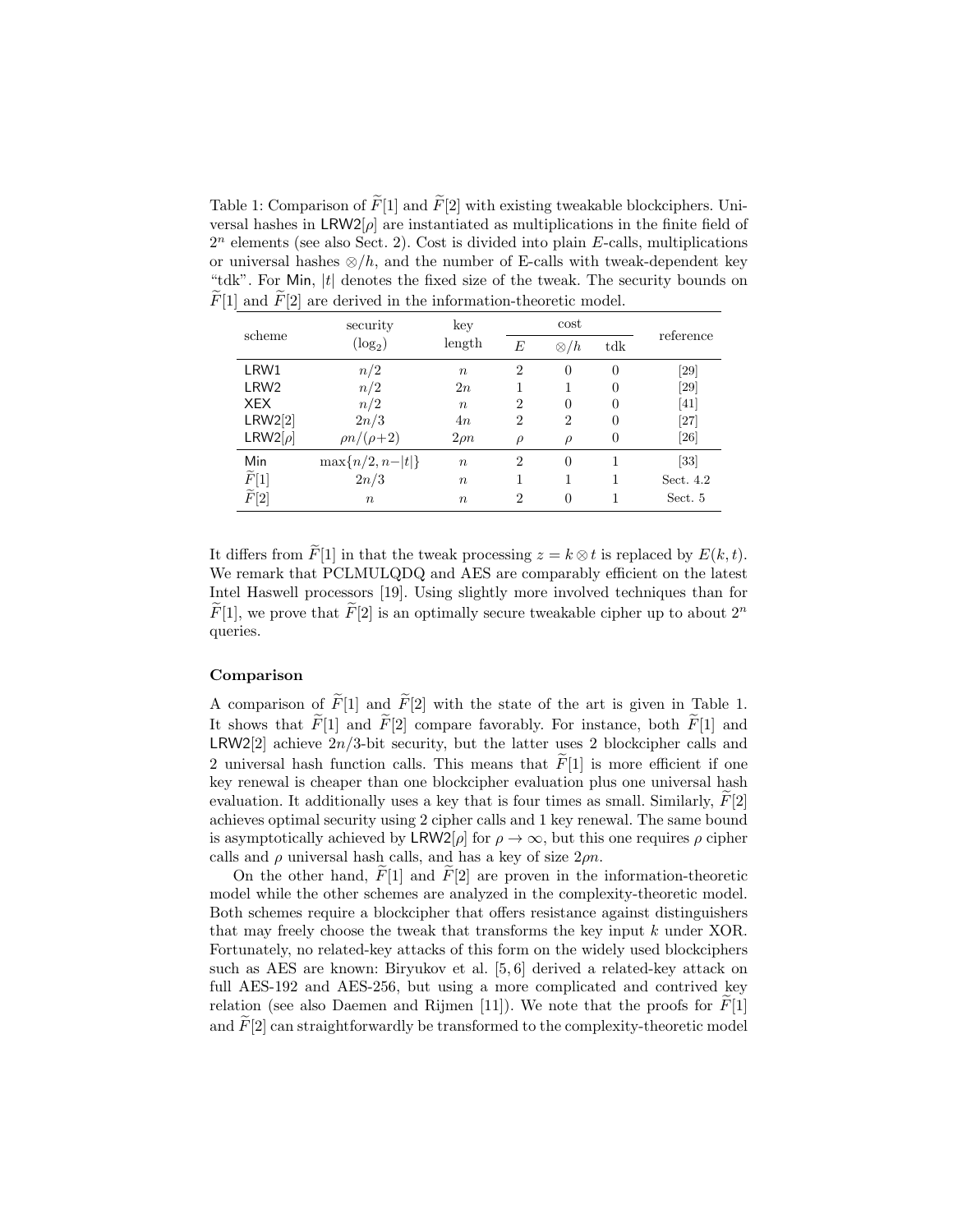Table 1: Comparison of $\widetilde{F}[1]$ and $\widetilde{F}[2]$ with existing tweakable blockciphers. Universal hashes in $\mathsf{LRW2}[\rho]$ are instantiated as multiplications in the finite field of $2^n$ elements (see also Sect. 2). Cost is divided into plain $E$-calls, multiplications or universal hashes $\otimes/h$, and the number of E-calls with tweak-dependent key "tdk". For $\mathsf{Min}$, $|t|$ denotes the fixed size of the tweak. The security bounds on $\widetilde{F}[1]$ and $\widetilde{F}[2]$ are derived in the information-theoretic model.

| scheme | security ($\log_2$) | key length | cost | | | reference |
|---|---|---|---|---|---|---|
| | | | $E$ | $\otimes/h$ | tdk | |
| $\mathsf{LRW1}$ | $n/2$ | $n$ | 2 | 0 | 0 | [29] |
| $\mathsf{LRW2}$ | $n/2$ | $2n$ | 1 | 1 | 0 | [29] |
| $\mathsf{XEX}$ | $n/2$ | $n$ | 2 | 0 | 0 | [41] |
| $\mathsf{LRW2}[2]$ | $2n/3$ | $4n$ | 2 | 2 | 0 | [27] |
| $\mathsf{LRW2}[\rho]$ | $\rho n/(\rho+2)$ | $2\rho n$ | $\rho$ | $\rho$ | 0 | [26] |
| $\mathsf{Min}$ | $\max\{n/2, n-\lvert t\rvert\}$ | $n$ | 2 | 0 | 1 | [33] |
| $\widetilde{F}[1]$ | $2n/3$ | $n$ | 1 | 1 | 1 | Sect. 4.2 |
| $\widetilde{F}[2]$ | $n$ | $n$ | 2 | 0 | 1 | Sect. 5 |

It differs from $\widetilde{F}[1]$ in that the tweak processing $z = k \otimes t$ is replaced by $E(k, t)$. We remark that PCLMULQDQ and AES are comparably efficient on the latest Intel Haswell processors [19]. Using slightly more involved techniques than for $\widetilde{F}[1]$, we prove that $\widetilde{F}[2]$ is an optimally secure tweakable cipher up to about $2^n$ queries.

#### Comparison

A comparison of $\widetilde{F}[1]$ and $\widetilde{F}[2]$ with the state of the art is given in Table 1. It shows that $\widetilde{F}[1]$ and $\widetilde{F}[2]$ compare favorably. For instance, both $\widetilde{F}[1]$ and $\mathsf{LRW2}[2]$ achieve $2n/3$-bit security, but the latter uses 2 blockcipher calls and 2 universal hash function calls. This means that $\widetilde{F}[1]$ is more efficient if one key renewal is cheaper than one blockcipher evaluation plus one universal hash evaluation. It additionally uses a key that is four times as small. Similarly, $\widetilde{F}[2]$ achieves optimal security using 2 cipher calls and 1 key renewal. The same bound is asymptotically achieved by $\mathsf{LRW2}[\rho]$ for $\rho \to \infty$, but this one requires $\rho$ cipher calls and $\rho$ universal hash calls, and has a key of size $2\rho n$.

On the other hand, $\widetilde{F}[1]$ and $\widetilde{F}[2]$ are proven in the information-theoretic model while the other schemes are analyzed in the complexity-theoretic model. Both schemes require a blockcipher that offers resistance against distinguishers that may freely choose the tweak that transforms the key input $k$ under XOR. Fortunately, no related-key attacks of this form on the widely used blockciphers such as AES are known: Biryukov et al. [5, 6] derived a related-key attack on full AES-192 and AES-256, but using a more complicated and contrived key relation (see also Daemen and Rijmen [11]). We note that the proofs for $\widetilde{F}[1]$ and $\widetilde{F}[2]$ can straightforwardly be transformed to the complexity-theoretic model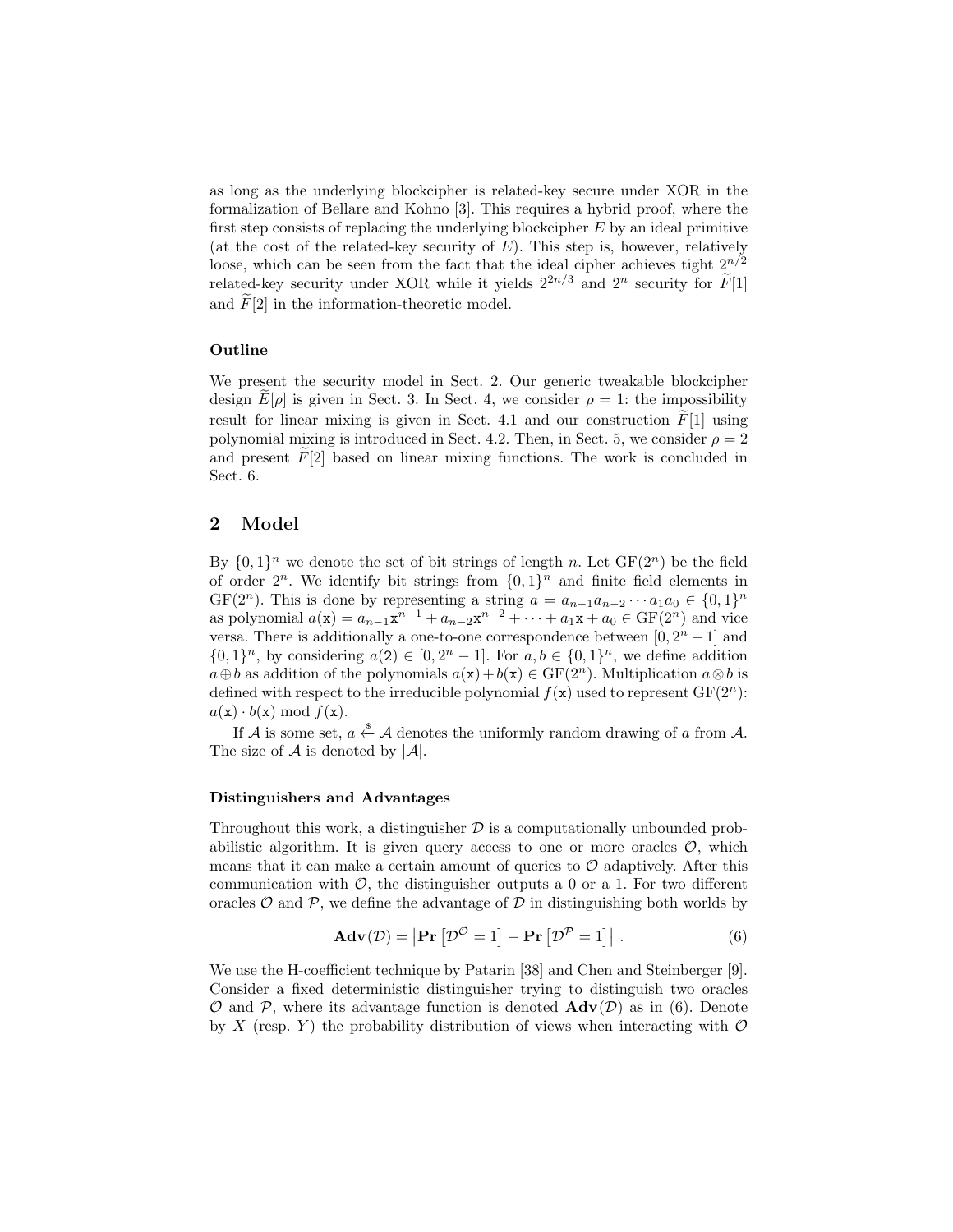as long as the underlying blockcipher is related-key secure under XOR in the formalization of Bellare and Kohno [3]. This requires a hybrid proof, where the first step consists of replacing the underlying blockcipher $E$ by an ideal primitive (at the cost of the related-key security of $E$). This step is, however, relatively loose, which can be seen from the fact that the ideal cipher achieves tight $2^{n/2}$ related-key security under XOR while it yields $2^{2n/3}$ and $2^n$ security for $\widetilde{F}[1]$ and $\widetilde{F}[2]$ in the information-theoretic model.

### Outline

We present the security model in Sect. 2. Our generic tweakable blockcipher design $\widetilde{E}[\rho]$ is given in Sect. 3. In Sect. 4, we consider $\rho = 1$: the impossibility result for linear mixing is given in Sect. 4.1 and our construction $\widetilde{F}[1]$ using polynomial mixing is introduced in Sect. 4.2. Then, in Sect. 5, we consider $\rho = 2$ and present $\widetilde{F}[2]$ based on linear mixing functions. The work is concluded in Sect. 6.

## 2 Model

By $\{0,1\}^n$ we denote the set of bit strings of length $n$. Let $\mathrm{GF}(2^n)$ be the field of order $2^n$. We identify bit strings from $\{0,1\}^n$ and finite field elements in $\mathrm{GF}(2^n)$. This is done by representing a string $a = a_{n-1}a_{n-2}\cdots a_1a_0 \in \{0,1\}^n$ as polynomial $a(\mathtt{x}) = a_{n-1}\mathtt{x}^{n-1} + a_{n-2}\mathtt{x}^{n-2} + \cdots + a_1\mathtt{x} + a_0 \in \mathrm{GF}(2^n)$ and vice versa. There is additionally a one-to-one correspondence between $[0, 2^n - 1]$ and $\{0,1\}^n$, by considering $a(\mathtt{2}) \in [0, 2^n - 1]$. For $a, b \in \{0,1\}^n$, we define addition $a \oplus b$ as addition of the polynomials $a(\mathtt{x}) + b(\mathtt{x}) \in \mathrm{GF}(2^n)$. Multiplication $a \otimes b$ is defined with respect to the irreducible polynomial $f(\mathtt{x})$ used to represent $\mathrm{GF}(2^n)$: $a(\mathtt{x}) \cdot b(\mathtt{x}) \bmod f(\mathtt{x})$.

If $\mathcal{A}$ is some set, $a \xleftarrow{\$} \mathcal{A}$ denotes the uniformly random drawing of $a$ from $\mathcal{A}$. The size of $\mathcal{A}$ is denoted by $|\mathcal{A}|$.

### Distinguishers and Advantages

Throughout this work, a distinguisher $\mathcal{D}$ is a computationally unbounded probabilistic algorithm. It is given query access to one or more oracles $\mathcal{O}$, which means that it can make a certain amount of queries to $\mathcal{O}$ adaptively. After this communication with $\mathcal{O}$, the distinguisher outputs a 0 or a 1. For two different oracles $\mathcal{O}$ and $\mathcal{P}$, we define the advantage of $\mathcal{D}$ in distinguishing both worlds by

$$\mathbf{Adv}(\mathcal{D}) = \left|\mathbf{Pr}\left[\mathcal{D}^{\mathcal{O}} = 1\right] - \mathbf{Pr}\left[\mathcal{D}^{\mathcal{P}} = 1\right]\right| . \tag{6}$$

We use the H-coefficient technique by Patarin [38] and Chen and Steinberger [9]. Consider a fixed deterministic distinguisher trying to distinguish two oracles $\mathcal{O}$ and $\mathcal{P}$, where its advantage function is denoted $\mathbf{Adv}(\mathcal{D})$ as in (6). Denote by $X$ (resp. $Y$) the probability distribution of views when interacting with $\mathcal{O}$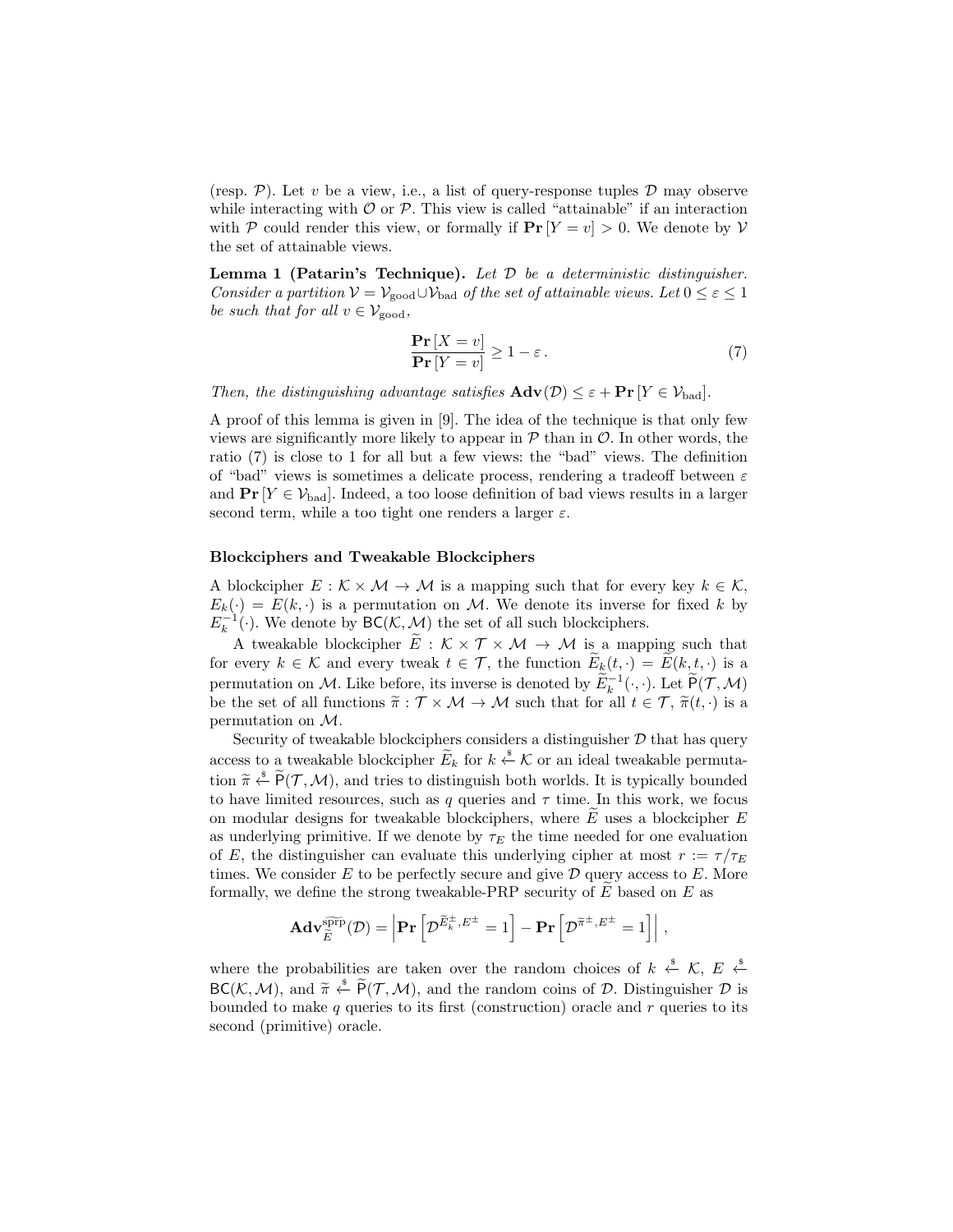(resp. $\mathcal{P}$). Let $v$ be a view, i.e., a list of query-response tuples $\mathcal{D}$ may observe while interacting with $\mathcal{O}$ or $\mathcal{P}$. This view is called "attainable" if an interaction with $\mathcal{P}$ could render this view, or formally if $\mathbf{Pr}[Y = v] > 0$. We denote by $\mathcal{V}$ the set of attainable views.

**Lemma 1 (Patarin's Technique).** *Let $\mathcal{D}$ be a deterministic distinguisher. Consider a partition $\mathcal{V} = \mathcal{V}_{\text{good}} \cup \mathcal{V}_{\text{bad}}$ of the set of attainable views. Let $0 \leq \varepsilon \leq 1$ be such that for all $v \in \mathcal{V}_{\text{good}}$,*

$$\frac{\mathbf{Pr}[X = v]}{\mathbf{Pr}[Y = v]} \geq 1 - \varepsilon\,. \tag{7}$$

*Then, the distinguishing advantage satisfies $\mathbf{Adv}(\mathcal{D}) \leq \varepsilon + \mathbf{Pr}[Y \in \mathcal{V}_{\text{bad}}]$.*

A proof of this lemma is given in [9]. The idea of the technique is that only few views are significantly more likely to appear in $\mathcal{P}$ than in $\mathcal{O}$. In other words, the ratio (7) is close to 1 for all but a few views: the "bad" views. The definition of "bad" views is sometimes a delicate process, rendering a tradeoff between $\varepsilon$ and $\mathbf{Pr}[Y \in \mathcal{V}_{\text{bad}}]$. Indeed, a too loose definition of bad views results in a larger second term, while a too tight one renders a larger $\varepsilon$.

### Blockciphers and Tweakable Blockciphers

A blockcipher $E : \mathcal{K} \times \mathcal{M} \to \mathcal{M}$ is a mapping such that for every key $k \in \mathcal{K}$, $E_k(\cdot) = E(k, \cdot)$ is a permutation on $\mathcal{M}$. We denote its inverse for fixed $k$ by $E_k^{-1}(\cdot)$. We denote by $\mathsf{BC}(\mathcal{K}, \mathcal{M})$ the set of all such blockciphers.

A tweakable blockcipher $\widetilde{E} : \mathcal{K} \times \mathcal{T} \times \mathcal{M} \to \mathcal{M}$ is a mapping such that for every $k \in \mathcal{K}$ and every tweak $t \in \mathcal{T}$, the function $\widetilde{E}_k(t, \cdot) = \widetilde{E}(k, t, \cdot)$ is a permutation on $\mathcal{M}$. Like before, its inverse is denoted by $\widetilde{E}_k^{-1}(\cdot, \cdot)$. Let $\widetilde{\mathsf{P}}(\mathcal{T}, \mathcal{M})$ be the set of all functions $\widetilde{\pi} : \mathcal{T} \times \mathcal{M} \to \mathcal{M}$ such that for all $t \in \mathcal{T}$, $\widetilde{\pi}(t, \cdot)$ is a permutation on $\mathcal{M}$.

Security of tweakable blockciphers considers a distinguisher $\mathcal{D}$ that has query access to a tweakable blockcipher $\widetilde{E}_k$ for $k \xleftarrow{\$} \mathcal{K}$ or an ideal tweakable permutation $\widetilde{\pi} \xleftarrow{\$} \widetilde{\mathsf{P}}(\mathcal{T}, \mathcal{M})$, and tries to distinguish both worlds. It is typically bounded to have limited resources, such as $q$ queries and $\tau$ time. In this work, we focus on modular designs for tweakable blockciphers, where $\widetilde{E}$ uses a blockcipher $E$ as underlying primitive. If we denote by $\tau_E$ the time needed for one evaluation of $E$, the distinguisher can evaluate this underlying cipher at most $r := \tau/\tau_E$ times. We consider $E$ to be perfectly secure and give $\mathcal{D}$ query access to $E$. More formally, we define the strong tweakable-PRP security of $\widetilde{E}$ based on $E$ as

$$\mathbf{Adv}_{\widetilde{E}}^{\widetilde{\text{sprp}}}(\mathcal{D}) = \left| \mathbf{Pr}\left[\mathcal{D}^{\widetilde{E}_k^{\pm}, E^{\pm}} = 1\right] - \mathbf{Pr}\left[\mathcal{D}^{\widetilde{\pi}^{\pm}, E^{\pm}} = 1\right] \right|\,,$$

where the probabilities are taken over the random choices of $k \xleftarrow{\$} \mathcal{K}$, $E \xleftarrow{\$} \mathsf{BC}(\mathcal{K}, \mathcal{M})$, and $\widetilde{\pi} \xleftarrow{\$} \widetilde{\mathsf{P}}(\mathcal{T}, \mathcal{M})$, and the random coins of $\mathcal{D}$. Distinguisher $\mathcal{D}$ is bounded to make $q$ queries to its first (construction) oracle and $r$ queries to its second (primitive) oracle.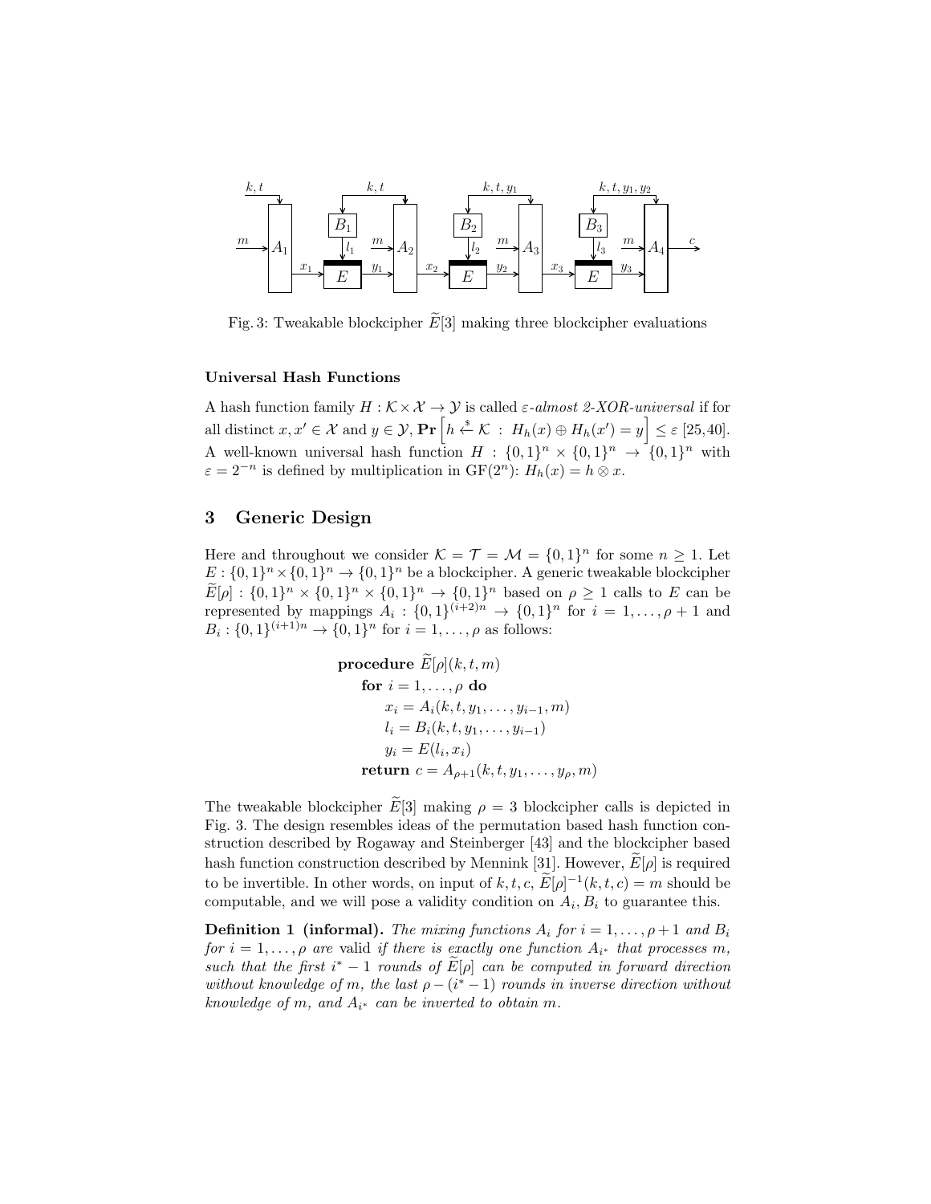Fig. 3: Tweakable blockcipher $\widetilde{E}[3]$ making three blockcipher evaluations

#### Universal Hash Functions

A hash function family $H : \mathcal{K} \times \mathcal{X} \to \mathcal{Y}$ is called *$\varepsilon$-almost 2-XOR-universal* if for all distinct $x, x' \in \mathcal{X}$ and $y \in \mathcal{Y}$, $\mathbf{Pr}\left[h \xleftarrow{\$} \mathcal{K} \ : \ H_h(x) \oplus H_h(x') = y\right] \leq \varepsilon$ [25,40]. A well-known universal hash function $H : \{0,1\}^n \times \{0,1\}^n \to \{0,1\}^n$ with $\varepsilon = 2^{-n}$ is defined by multiplication in $\mathrm{GF}(2^n)$: $H_h(x) = h \otimes x$.

## 3 Generic Design

Here and throughout we consider $\mathcal{K} = \mathcal{T} = \mathcal{M} = \{0,1\}^n$ for some $n \geq 1$. Let $E : \{0,1\}^n \times \{0,1\}^n \to \{0,1\}^n$ be a blockcipher. A generic tweakable blockcipher $\widetilde{E}[\rho] : \{0,1\}^n \times \{0,1\}^n \times \{0,1\}^n \to \{0,1\}^n$ based on $\rho \geq 1$ calls to $E$ can be represented by mappings $A_i : \{0,1\}^{(i+2)n} \to \{0,1\}^n$ for $i = 1, \ldots, \rho + 1$ and $B_i : \{0,1\}^{(i+1)n} \to \{0,1\}^n$ for $i = 1, \ldots, \rho$ as follows:

$$
\begin{aligned}
&\textbf{procedure } \widetilde{E}[\rho](k, t, m) \\
&\quad \textbf{for } i = 1, \ldots, \rho \textbf{ do} \\
&\quad\quad x_i = A_i(k, t, y_1, \ldots, y_{i-1}, m) \\
&\quad\quad l_i = B_i(k, t, y_1, \ldots, y_{i-1}) \\
&\quad\quad y_i = E(l_i, x_i) \\
&\quad \textbf{return } c = A_{\rho+1}(k, t, y_1, \ldots, y_\rho, m)
\end{aligned}
$$

The tweakable blockcipher $\widetilde{E}[3]$ making $\rho = 3$ blockcipher calls is depicted in Fig. 3. The design resembles ideas of the permutation based hash function construction described by Rogaway and Steinberger [43] and the blockcipher based hash function construction described by Mennink [31]. However, $\widetilde{E}[\rho]$ is required to be invertible. In other words, on input of $k, t, c$, $\widetilde{E}[\rho]^{-1}(k, t, c) = m$ should be computable, and we will pose a validity condition on $A_i, B_i$ to guarantee this.

**Definition 1 (informal).** *The mixing functions $A_i$ for $i = 1, \ldots, \rho + 1$ and $B_i$ for $i = 1, \ldots, \rho$ are* valid *if there is exactly one function $A_{i^*}$ that processes $m$, such that the first $i^* - 1$ rounds of $\widetilde{E}[\rho]$ can be computed in forward direction without knowledge of $m$, the last $\rho - (i^* - 1)$ rounds in inverse direction without knowledge of $m$, and $A_{i^*}$ can be inverted to obtain $m$.*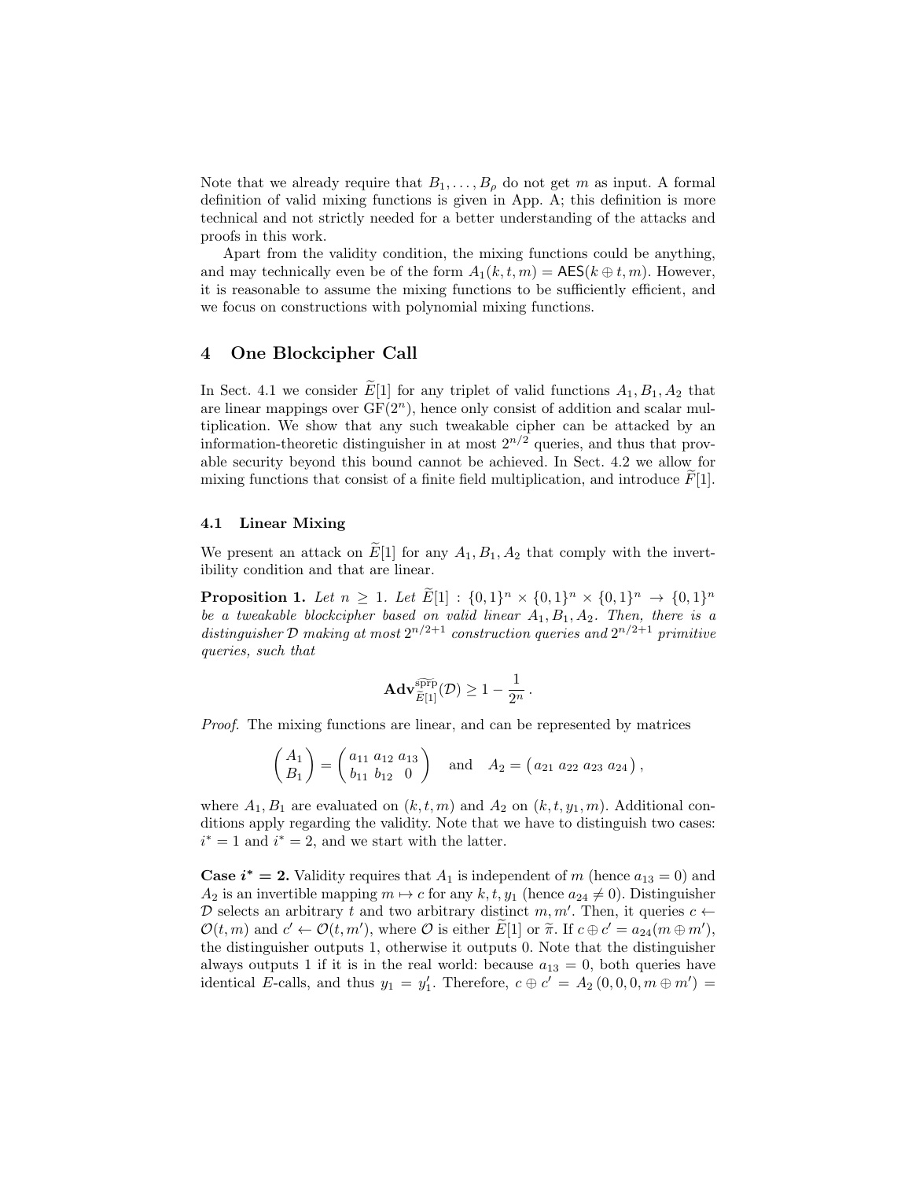Note that we already require that $B_1, \ldots, B_\rho$ do not get $m$ as input. A formal definition of valid mixing functions is given in App. A; this definition is more technical and not strictly needed for a better understanding of the attacks and proofs in this work.

Apart from the validity condition, the mixing functions could be anything, and may technically even be of the form $A_1(k, t, m) = \mathsf{AES}(k \oplus t, m)$. However, it is reasonable to assume the mixing functions to be sufficiently efficient, and we focus on constructions with polynomial mixing functions.

## 4 One Blockcipher Call

In Sect. 4.1 we consider $\widetilde{E}[1]$ for any triplet of valid functions $A_1, B_1, A_2$ that are linear mappings over $\mathrm{GF}(2^n)$, hence only consist of addition and scalar multiplication. We show that any such tweakable cipher can be attacked by an information-theoretic distinguisher in at most $2^{n/2}$ queries, and thus that provable security beyond this bound cannot be achieved. In Sect. 4.2 we allow for mixing functions that consist of a finite field multiplication, and introduce $\widetilde{F}[1]$.

### 4.1 Linear Mixing

We present an attack on $\widetilde{E}[1]$ for any $A_1, B_1, A_2$ that comply with the invertibility condition and that are linear.

**Proposition 1.** *Let $n \geq 1$. Let $\widetilde{E}[1] : \{0,1\}^n \times \{0,1\}^n \times \{0,1\}^n \to \{0,1\}^n$ be a tweakable blockcipher based on valid linear $A_1, B_1, A_2$. Then, there is a distinguisher $\mathcal{D}$ making at most $2^{n/2+1}$ construction queries and $2^{n/2+1}$ primitive queries, such that*

$$\mathbf{Adv}^{\widetilde{\mathrm{sprp}}}_{\widetilde{E}[1]}(\mathcal{D}) \geq 1 - \frac{1}{2^n}.$$

*Proof.* The mixing functions are linear, and can be represented by matrices

$$\begin{pmatrix} A_1 \\ B_1 \end{pmatrix} = \begin{pmatrix} a_{11} & a_{12} & a_{13} \\ b_{11} & b_{12} & 0 \end{pmatrix} \quad \text{and} \quad A_2 = \begin{pmatrix} a_{21} & a_{22} & a_{23} & a_{24} \end{pmatrix},$$

where $A_1, B_1$ are evaluated on $(k, t, m)$ and $A_2$ on $(k, t, y_1, m)$. Additional conditions apply regarding the validity. Note that we have to distinguish two cases: $i^* = 1$ and $i^* = 2$, and we start with the latter.

**Case $i^* = 2$.** Validity requires that $A_1$ is independent of $m$ (hence $a_{13} = 0$) and $A_2$ is an invertible mapping $m \mapsto c$ for any $k, t, y_1$ (hence $a_{24} \neq 0$). Distinguisher $\mathcal{D}$ selects an arbitrary $t$ and two arbitrary distinct $m, m'$. Then, it queries $c \leftarrow \mathcal{O}(t, m)$ and $c' \leftarrow \mathcal{O}(t, m')$, where $\mathcal{O}$ is either $\widetilde{E}[1]$ or $\widetilde{\pi}$. If $c \oplus c' = a_{24}(m \oplus m')$, the distinguisher outputs 1, otherwise it outputs 0. Note that the distinguisher always outputs 1 if it is in the real world: because $a_{13} = 0$, both queries have identical $E$-calls, and thus $y_1 = y_1'$. Therefore, $c \oplus c' = A_2(0, 0, 0, m \oplus m') =$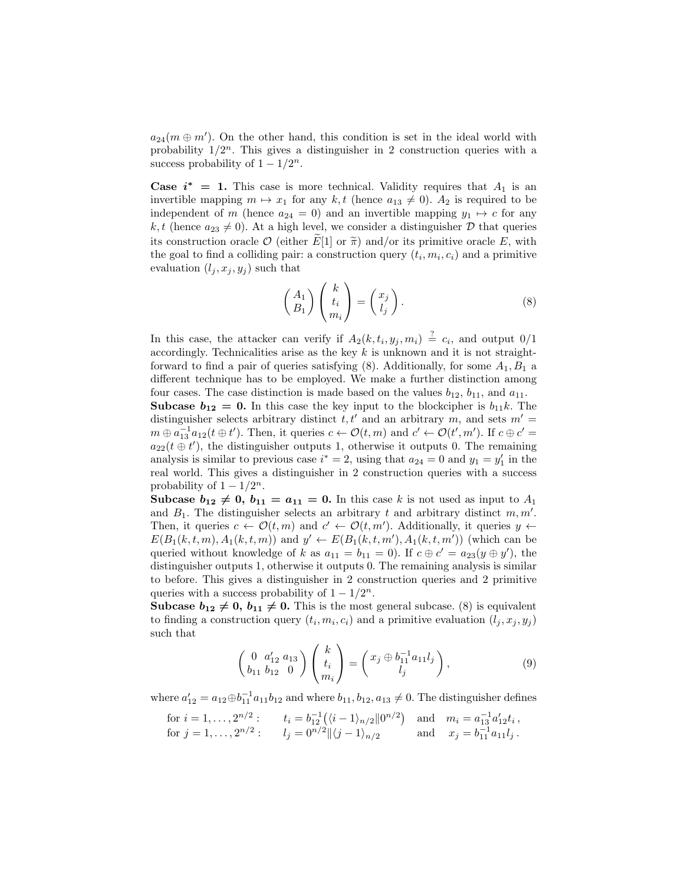$a_{24}(m \oplus m')$. On the other hand, this condition is set in the ideal world with probability $1/2^n$. This gives a distinguisher in 2 construction queries with a success probability of $1 - 1/2^n$.

**Case $i^* = 1$.** This case is more technical. Validity requires that $A_1$ is an invertible mapping $m \mapsto x_1$ for any $k, t$ (hence $a_{13} \neq 0$). $A_2$ is required to be independent of $m$ (hence $a_{24} = 0$) and an invertible mapping $y_1 \mapsto c$ for any $k, t$ (hence $a_{23} \neq 0$). At a high level, we consider a distinguisher $\mathcal{D}$ that queries its construction oracle $\mathcal{O}$ (either $\widetilde{E}[1]$ or $\widetilde{\pi}$) and/or its primitive oracle $E$, with the goal to find a colliding pair: a construction query $(t_i, m_i, c_i)$ and a primitive evaluation $(l_j, x_j, y_j)$ such that

$$\begin{pmatrix} A_1 \\ B_1 \end{pmatrix} \begin{pmatrix} k \\ t_i \\ m_i \end{pmatrix} = \begin{pmatrix} x_j \\ l_j \end{pmatrix}. \tag{8}$$

In this case, the attacker can verify if $A_2(k, t_i, y_j, m_i) \stackrel{?}{=} c_i$, and output 0/1 accordingly. Technicalities arise as the key $k$ is unknown and it is not straightforward to find a pair of queries satisfying (8). Additionally, for some $A_1, B_1$ a different technique has to be employed. We make a further distinction among four cases. The case distinction is made based on the values $b_{12}$, $b_{11}$, and $a_{11}$.

**Subcase $b_{12} = 0$.** In this case the key input to the blockcipher is $b_{11}k$. The distinguisher selects arbitrary distinct $t, t'$ and an arbitrary $m$, and sets $m' = m \oplus a_{13}^{-1} a_{12}(t \oplus t')$. Then, it queries $c \leftarrow \mathcal{O}(t, m)$ and $c' \leftarrow \mathcal{O}(t', m')$. If $c \oplus c' = a_{22}(t \oplus t')$, the distinguisher outputs 1, otherwise it outputs 0. The remaining analysis is similar to previous case $i^* = 2$, using that $a_{24} = 0$ and $y_1 = y_1'$ in the real world. This gives a distinguisher in 2 construction queries with a success probability of $1 - 1/2^n$.

**Subcase $b_{12} \neq 0$, $b_{11} = a_{11} = 0$.** In this case $k$ is not used as input to $A_1$ and $B_1$. The distinguisher selects an arbitrary $t$ and arbitrary distinct $m, m'$. Then, it queries $c \leftarrow \mathcal{O}(t, m)$ and $c' \leftarrow \mathcal{O}(t, m')$. Additionally, it queries $y \leftarrow E(B_1(k, t, m), A_1(k, t, m))$ and $y' \leftarrow E(B_1(k, t, m'), A_1(k, t, m'))$ (which can be queried without knowledge of $k$ as $a_{11} = b_{11} = 0$). If $c \oplus c' = a_{23}(y \oplus y')$, the distinguisher outputs 1, otherwise it outputs 0. The remaining analysis is similar to before. This gives a distinguisher in 2 construction queries and 2 primitive queries with a success probability of $1 - 1/2^n$.

**Subcase $b_{12} \neq 0$, $b_{11} \neq 0$.** This is the most general subcase. (8) is equivalent to finding a construction query $(t_i, m_i, c_i)$ and a primitive evaluation $(l_j, x_j, y_j)$ such that

$$\begin{pmatrix} 0 & a'_{12} & a_{13} \\ b_{11} & b_{12} & 0 \end{pmatrix} \begin{pmatrix} k \\ t_i \\ m_i \end{pmatrix} = \begin{pmatrix} x_j \oplus b_{11}^{-1} a_{11} l_j \\ l_j \end{pmatrix}, \tag{9}$$

where $a'_{12} = a_{12} \oplus b_{11}^{-1} a_{11} b_{12}$ and where $b_{11}, b_{12}, a_{13} \neq 0$. The distinguisher defines

$$\begin{aligned}
&\text{for } i = 1, \ldots, 2^{n/2}: \qquad t_i = b_{12}^{-1}\big(\langle i-1 \rangle_{n/2} \| 0^{n/2}\big) \quad \text{and} \quad m_i = a_{13}^{-1} a'_{12} t_i\,, \\
&\text{for } j = 1, \ldots, 2^{n/2}: \qquad l_j = 0^{n/2} \| \langle j-1 \rangle_{n/2} \qquad\quad \text{and} \quad\ \ x_j = b_{11}^{-1} a_{11} l_j\,.
\end{aligned}$$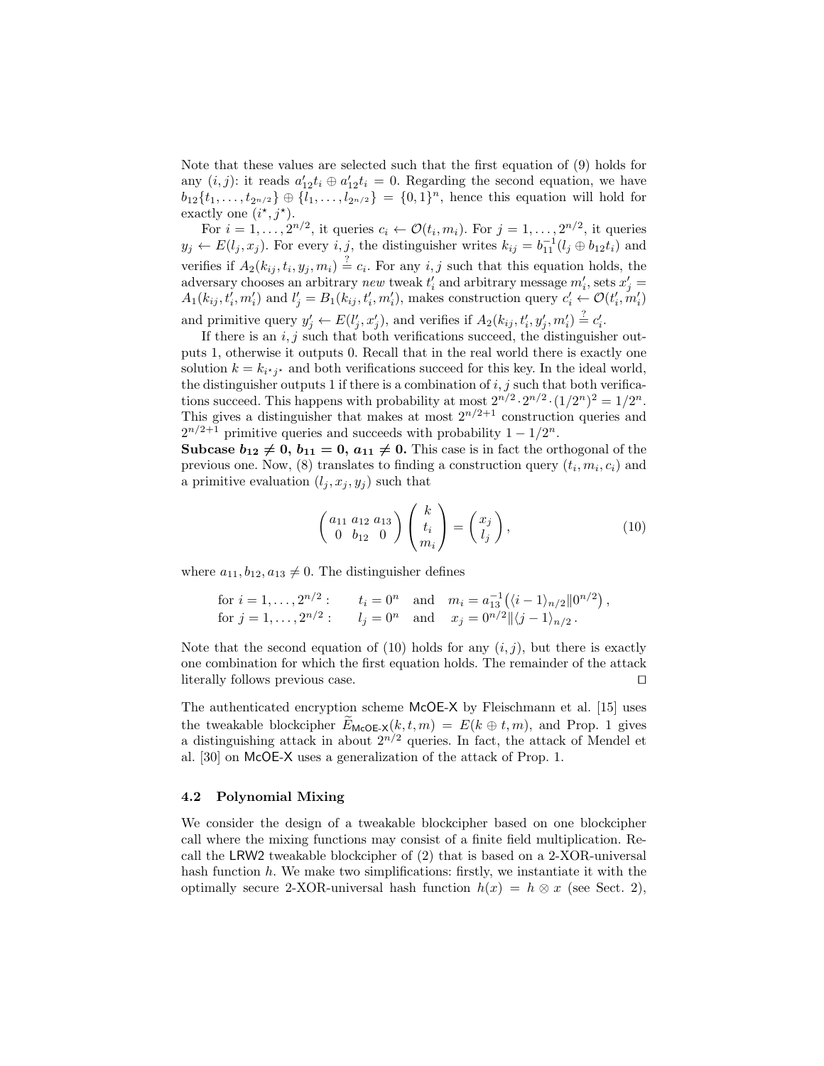Note that these values are selected such that the first equation of (9) holds for any $(i, j)$: it reads $a'_{12}t_i \oplus a'_{12}t_i = 0$. Regarding the second equation, we have $b_{12}\{t_1, \ldots, t_{2^{n/2}}\} \oplus \{l_1, \ldots, l_{2^{n/2}}\} = \{0,1\}^n$, hence this equation will hold for exactly one $(i^\star, j^\star)$.

For $i = 1, \ldots, 2^{n/2}$, it queries $c_i \leftarrow \mathcal{O}(t_i, m_i)$. For $j = 1, \ldots, 2^{n/2}$, it queries $y_j \leftarrow E(l_j, x_j)$. For every $i, j$, the distinguisher writes $k_{ij} = b_{11}^{-1}(l_j \oplus b_{12}t_i)$ and verifies if $A_2(k_{ij}, t_i, y_j, m_i) \stackrel{?}{=} c_i$. For any $i, j$ such that this equation holds, the adversary chooses an arbitrary *new* tweak $t'_i$ and arbitrary message $m'_i$, sets $x'_j = A_1(k_{ij}, t'_i, m'_i)$ and $l'_j = B_1(k_{ij}, t'_i, m'_i)$, makes construction query $c'_i \leftarrow \mathcal{O}(t'_i, m'_i)$ and primitive query $y'_j \leftarrow E(l'_j, x'_j)$, and verifies if $A_2(k_{ij}, t'_i, y'_j, m'_i) \stackrel{?}{=} c'_i$.

If there is an $i, j$ such that both verifications succeed, the distinguisher outputs 1, otherwise it outputs 0. Recall that in the real world there is exactly one solution $k = k_{i^\star j^\star}$ and both verifications succeed for this key. In the ideal world, the distinguisher outputs 1 if there is a combination of $i, j$ such that both verifications succeed. This happens with probability at most $2^{n/2} \cdot 2^{n/2} \cdot (1/2^n)^2 = 1/2^n$. This gives a distinguisher that makes at most $2^{n/2+1}$ construction queries and $2^{n/2+1}$ primitive queries and succeeds with probability $1 - 1/2^n$.

**Subcase $b_{12} \neq 0$, $b_{11} = 0$, $a_{11} \neq 0$.** This case is in fact the orthogonal of the previous one. Now, (8) translates to finding a construction query $(t_i, m_i, c_i)$ and a primitive evaluation $(l_j, x_j, y_j)$ such that

$$\begin{pmatrix} a_{11} & a_{12} & a_{13} \\ 0 & b_{12} & 0 \end{pmatrix} \begin{pmatrix} k \\ t_i \\ m_i \end{pmatrix} = \begin{pmatrix} x_j \\ l_j \end{pmatrix}, \tag{10}$$

where $a_{11}, b_{12}, a_{13} \neq 0$. The distinguisher defines

$$\begin{aligned} &\text{for } i = 1, \ldots, 2^{n/2}: \quad && t_i = 0^n \quad \text{and} \quad m_i = a_{13}^{-1}\big(\langle i-1\rangle_{n/2} \| 0^{n/2}\big), \\ &\text{for } j = 1, \ldots, 2^{n/2}: \quad && l_j = 0^n \quad \text{and} \quad x_j = 0^{n/2} \| \langle j-1\rangle_{n/2}. \end{aligned}$$

Note that the second equation of (10) holds for any $(i, j)$, but there is exactly one combination for which the first equation holds. The remainder of the attack literally follows previous case. $\square$

The authenticated encryption scheme McOE-X by Fleischmann et al. [15] uses the tweakable blockcipher $\widetilde{E}_{\text{McOE-X}}(k, t, m) = E(k \oplus t, m)$, and Prop. 1 gives a distinguishing attack in about $2^{n/2}$ queries. In fact, the attack of Mendel et al. [30] on McOE-X uses a generalization of the attack of Prop. 1.

### 4.2 Polynomial Mixing

We consider the design of a tweakable blockcipher based on one blockcipher call where the mixing functions may consist of a finite field multiplication. Recall the LRW2 tweakable blockcipher of (2) that is based on a 2-XOR-universal hash function $h$. We make two simplifications: firstly, we instantiate it with the optimally secure 2-XOR-universal hash function $h(x) = h \otimes x$ (see Sect. 2),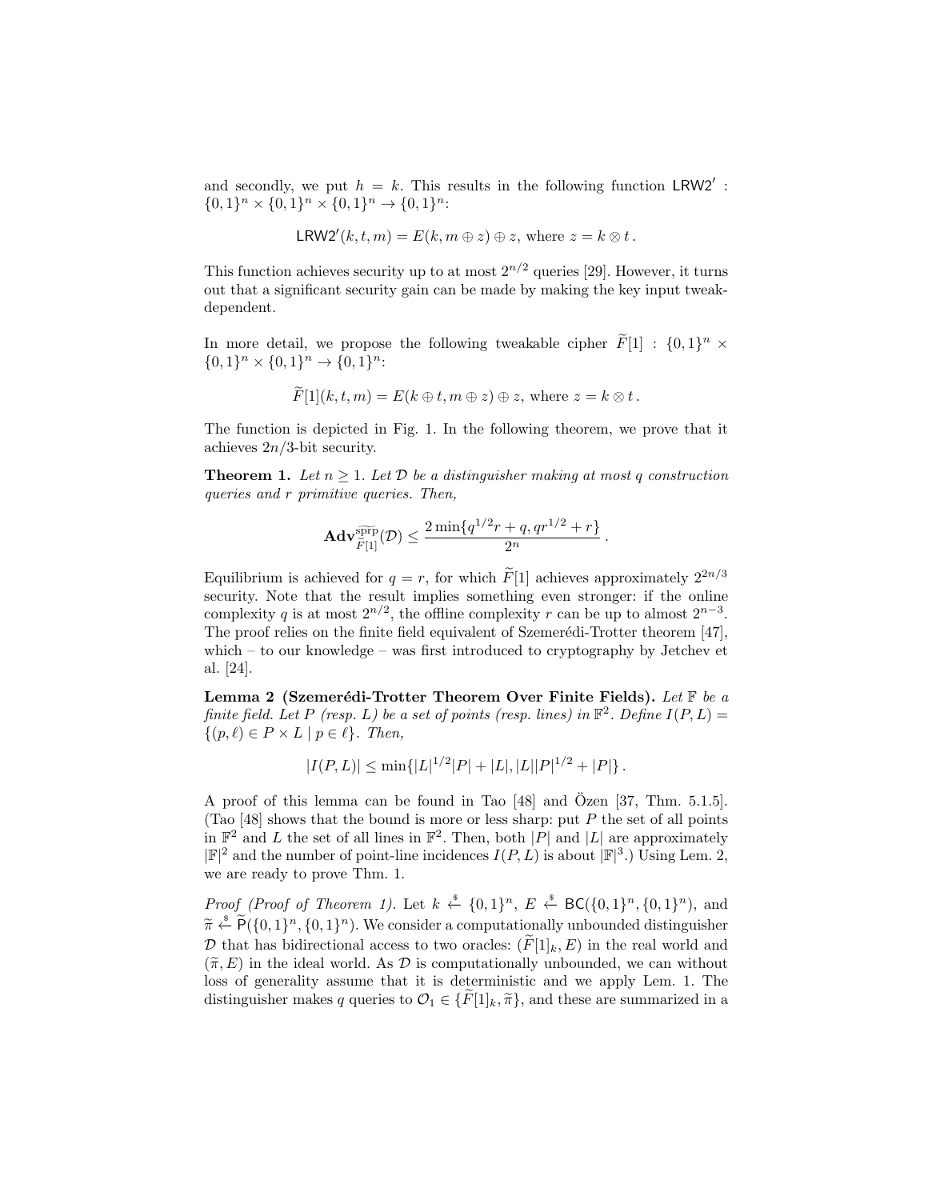and secondly, we put $h = k$. This results in the following function $\mathsf{LRW2}' : \{0,1\}^n \times \{0,1\}^n \times \{0,1\}^n \to \{0,1\}^n$:

$$\mathsf{LRW2}'(k, t, m) = E(k, m \oplus z) \oplus z, \text{ where } z = k \otimes t\,.$$

This function achieves security up to at most $2^{n/2}$ queries [29]. However, it turns out that a significant security gain can be made by making the key input tweak-dependent.

In more detail, we propose the following tweakable cipher $\widetilde{F}[1] : \{0,1\}^n \times \{0,1\}^n \times \{0,1\}^n \to \{0,1\}^n$:

$$\widetilde{F}[1](k, t, m) = E(k \oplus t, m \oplus z) \oplus z, \text{ where } z = k \otimes t\,.$$

The function is depicted in Fig. 1. In the following theorem, we prove that it achieves $2n/3$-bit security.

**Theorem 1.** *Let $n \geq 1$. Let $\mathcal{D}$ be a distinguisher making at most $q$ construction queries and $r$ primitive queries. Then,*

$$\mathbf{Adv}^{\widetilde{\text{sprp}}}_{\widetilde{F}[1]}(\mathcal{D}) \leq \frac{2\min\{q^{1/2}r + q, qr^{1/2} + r\}}{2^n}\,.$$

Equilibrium is achieved for $q = r$, for which $\widetilde{F}[1]$ achieves approximately $2^{2n/3}$ security. Note that the result implies something even stronger: if the online complexity $q$ is at most $2^{n/2}$, the offline complexity $r$ can be up to almost $2^{n-3}$. The proof relies on the finite field equivalent of Szemerédi-Trotter theorem [47], which – to our knowledge – was first introduced to cryptography by Jetchev et al. [24].

**Lemma 2 (Szemerédi-Trotter Theorem Over Finite Fields).** *Let $\mathbb{F}$ be a finite field. Let $P$ (resp. $L$) be a set of points (resp. lines) in $\mathbb{F}^2$. Define $I(P, L) = \{(p, \ell) \in P \times L \mid p \in \ell\}$. Then,*

$$|I(P, L)| \leq \min\{|L|^{1/2}|P| + |L|, |L||P|^{1/2} + |P|\}\,.$$

A proof of this lemma can be found in Tao [48] and Özen [37, Thm. 5.1.5]. (Tao [48] shows that the bound is more or less sharp: put $P$ the set of all points in $\mathbb{F}^2$ and $L$ the set of all lines in $\mathbb{F}^2$. Then, both $|P|$ and $|L|$ are approximately $|\mathbb{F}|^2$ and the number of point-line incidences $I(P, L)$ is about $|\mathbb{F}|^3$.) Using Lem. 2, we are ready to prove Thm. 1.

*Proof (Proof of Theorem 1).* Let $k \xleftarrow{\$} \{0,1\}^n$, $E \xleftarrow{\$} \mathsf{BC}(\{0,1\}^n, \{0,1\}^n)$, and $\widetilde{\pi} \xleftarrow{\$} \widetilde{\mathsf{P}}(\{0,1\}^n, \{0,1\}^n)$. We consider a computationally unbounded distinguisher $\mathcal{D}$ that has bidirectional access to two oracles: $(\widetilde{F}[1]_k, E)$ in the real world and $(\widetilde{\pi}, E)$ in the ideal world. As $\mathcal{D}$ is computationally unbounded, we can without loss of generality assume that it is deterministic and we apply Lem. 1. The distinguisher makes $q$ queries to $\mathcal{O}_1 \in \{\widetilde{F}[1]_k, \widetilde{\pi}\}$, and these are summarized in a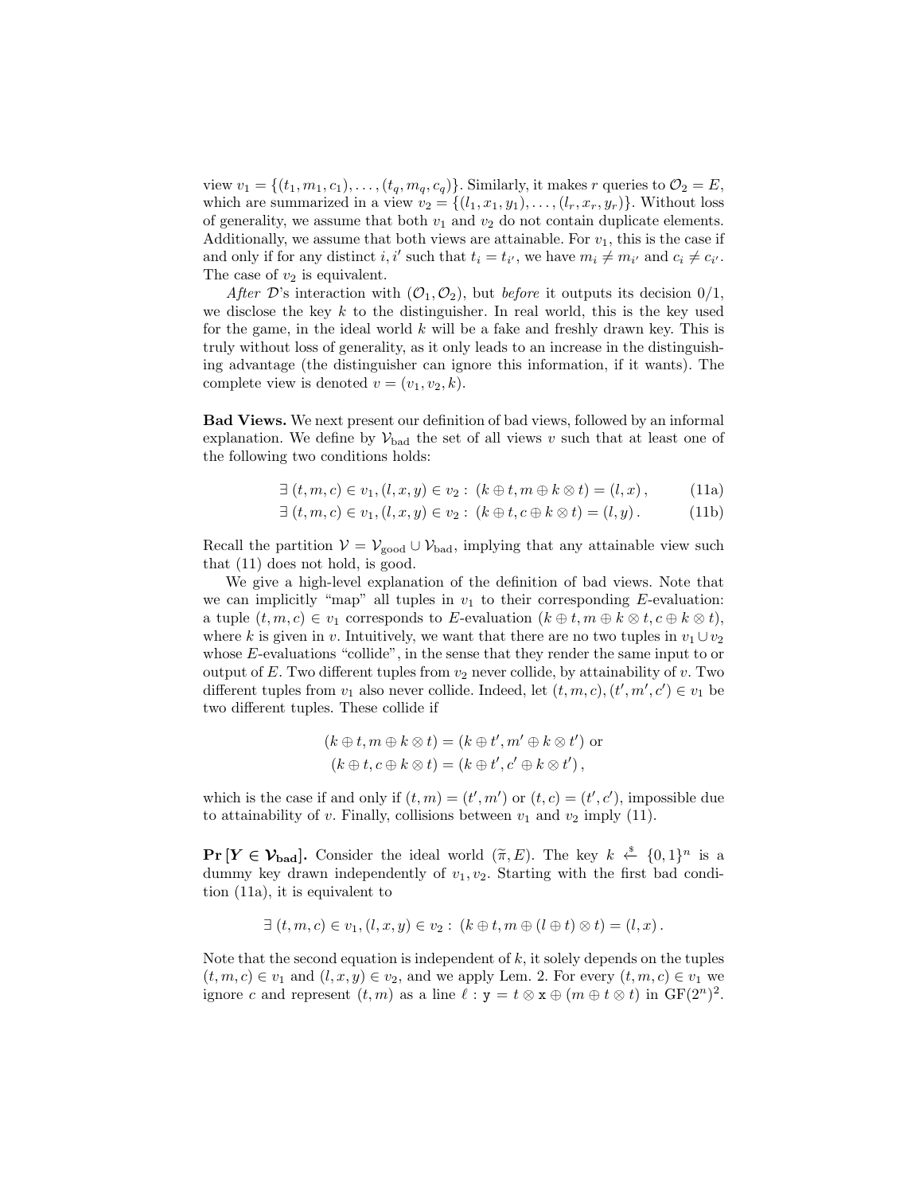view $v_1 = \{(t_1, m_1, c_1), \ldots, (t_q, m_q, c_q)\}$. Similarly, it makes $r$ queries to $\mathcal{O}_2 = E$, which are summarized in a view $v_2 = \{(l_1, x_1, y_1), \ldots, (l_r, x_r, y_r)\}$. Without loss of generality, we assume that both $v_1$ and $v_2$ do not contain duplicate elements. Additionally, we assume that both views are attainable. For $v_1$, this is the case if and only if for any distinct $i, i'$ such that $t_i = t_{i'}$, we have $m_i \neq m_{i'}$ and $c_i \neq c_{i'}$. The case of $v_2$ is equivalent.

*After* $\mathcal{D}$'s interaction with $(\mathcal{O}_1, \mathcal{O}_2)$, but *before* it outputs its decision 0/1, we disclose the key $k$ to the distinguisher. In real world, this is the key used for the game, in the ideal world $k$ will be a fake and freshly drawn key. This is truly without loss of generality, as it only leads to an increase in the distinguishing advantage (the distinguisher can ignore this information, if it wants). The complete view is denoted $v = (v_1, v_2, k)$.

**Bad Views.** We next present our definition of bad views, followed by an informal explanation. We define by $\mathcal{V}_{\text{bad}}$ the set of all views $v$ such that at least one of the following two conditions holds:

$$\exists\, (t, m, c) \in v_1, (l, x, y) \in v_2 :\ (k \oplus t, m \oplus k \otimes t) = (l, x)\,, \tag{11a}$$

$$\exists\, (t, m, c) \in v_1, (l, x, y) \in v_2 :\ (k \oplus t, c \oplus k \otimes t) = (l, y)\,. \tag{11b}$$

Recall the partition $\mathcal{V} = \mathcal{V}_{\text{good}} \cup \mathcal{V}_{\text{bad}}$, implying that any attainable view such that (11) does not hold, is good.

We give a high-level explanation of the definition of bad views. Note that we can implicitly "map" all tuples in $v_1$ to their corresponding $E$-evaluation: a tuple $(t, m, c) \in v_1$ corresponds to $E$-evaluation $(k \oplus t, m \oplus k \otimes t, c \oplus k \otimes t)$, where $k$ is given in $v$. Intuitively, we want that there are no two tuples in $v_1 \cup v_2$ whose $E$-evaluations "collide", in the sense that they render the same input to or output of $E$. Two different tuples from $v_2$ never collide, by attainability of $v$. Two different tuples from $v_1$ also never collide. Indeed, let $(t, m, c), (t', m', c') \in v_1$ be two different tuples. These collide if

$$(k \oplus t, m \oplus k \otimes t) = (k \oplus t', m' \oplus k \otimes t') \text{ or}$$
$$(k \oplus t, c \oplus k \otimes t) = (k \oplus t', c' \oplus k \otimes t')\,,$$

which is the case if and only if $(t, m) = (t', m')$ or $(t, c) = (t', c')$, impossible due to attainability of $v$. Finally, collisions between $v_1$ and $v_2$ imply (11).

**$\mathbf{Pr}\,[Y \in \mathcal{V}_{\text{bad}}]$.** Consider the ideal world $(\widetilde{\pi}, E)$. The key $k \xleftarrow{\$} \{0,1\}^n$ is a dummy key drawn independently of $v_1, v_2$. Starting with the first bad condition (11a), it is equivalent to

$$\exists\, (t, m, c) \in v_1, (l, x, y) \in v_2 :\ (k \oplus t, m \oplus (l \oplus t) \otimes t) = (l, x)\,.$$

Note that the second equation is independent of $k$, it solely depends on the tuples $(t, m, c) \in v_1$ and $(l, x, y) \in v_2$, and we apply Lem. 2. For every $(t, m, c) \in v_1$ we ignore $c$ and represent $(t, m)$ as a line $\ell : \mathtt{y} = t \otimes \mathtt{x} \oplus (m \oplus t \otimes t)$ in $\text{GF}(2^n)^2$.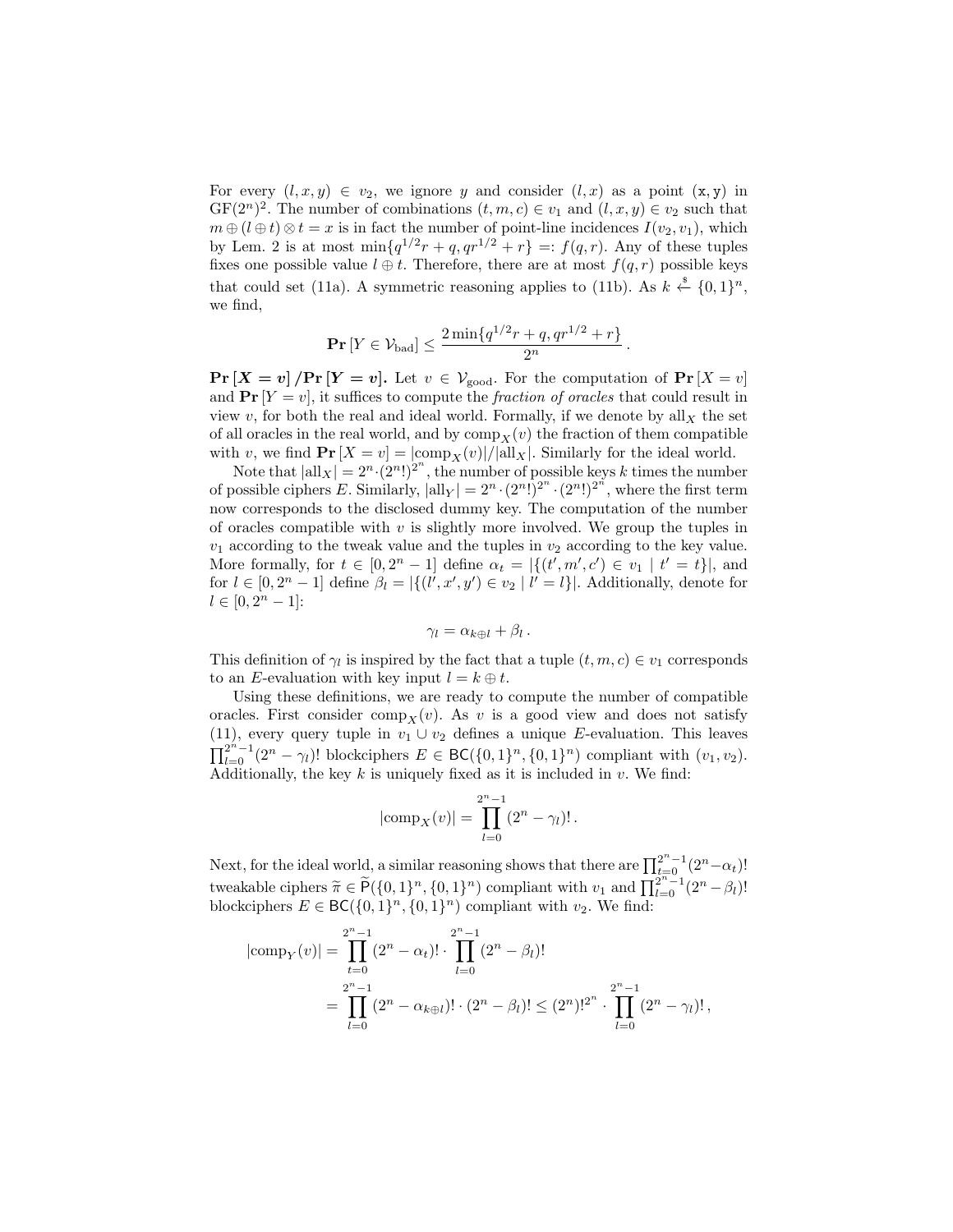For every $(l, x, y) \in v_2$, we ignore $y$ and consider $(l, x)$ as a point $(\mathtt{x}, \mathtt{y})$ in $\mathrm{GF}(2^n)^2$. The number of combinations $(t, m, c) \in v_1$ and $(l, x, y) \in v_2$ such that $m \oplus (l \oplus t) \otimes t = x$ is in fact the number of point-line incidences $I(v_2, v_1)$, which by Lem. 2 is at most $\min\{q^{1/2}r + q, qr^{1/2} + r\} =: f(q, r)$. Any of these tuples fixes one possible value $l \oplus t$. Therefore, there are at most $f(q, r)$ possible keys that could set (11a). A symmetric reasoning applies to (11b). As $k \xleftarrow{\$} \{0,1\}^n$, we find,

$$\mathbf{Pr}\left[Y \in \mathcal{V}_{\text{bad}}\right] \leq \frac{2\min\{q^{1/2}r + q, qr^{1/2} + r\}}{2^n}\,.$$

**$\mathbf{Pr}\left[X = v\right] / \mathbf{Pr}\left[Y = v\right]$.** Let $v \in \mathcal{V}_{\text{good}}$. For the computation of $\mathbf{Pr}\left[X = v\right]$ and $\mathbf{Pr}\left[Y = v\right]$, it suffices to compute the *fraction of oracles* that could result in view $v$, for both the real and ideal world. Formally, if we denote by $\text{all}_X$ the set of all oracles in the real world, and by $\text{comp}_X(v)$ the fraction of them compatible with $v$, we find $\mathbf{Pr}\left[X = v\right] = |\text{comp}_X(v)|/|\text{all}_X|$. Similarly for the ideal world.

Note that $|\text{all}_X| = 2^n \cdot (2^n!)^{2^n}$, the number of possible keys $k$ times the number of possible ciphers $E$. Similarly, $|\text{all}_Y| = 2^n \cdot (2^n!)^{2^n} \cdot (2^n!)^{2^n}$, where the first term now corresponds to the disclosed dummy key. The computation of the number of oracles compatible with $v$ is slightly more involved. We group the tuples in $v_1$ according to the tweak value and the tuples in $v_2$ according to the key value. More formally, for $t \in [0, 2^n - 1]$ define $\alpha_t = |\{(t', m', c') \in v_1 \mid t' = t\}|$, and for $l \in [0, 2^n - 1]$ define $\beta_l = |\{(l', x', y') \in v_2 \mid l' = l\}|$. Additionally, denote for $l \in [0, 2^n - 1]$:

$$\gamma_l = \alpha_{k \oplus l} + \beta_l\,.$$

This definition of $\gamma_l$ is inspired by the fact that a tuple $(t, m, c) \in v_1$ corresponds to an $E$-evaluation with key input $l = k \oplus t$.

Using these definitions, we are ready to compute the number of compatible oracles. First consider $\text{comp}_X(v)$. As $v$ is a good view and does not satisfy (11), every query tuple in $v_1 \cup v_2$ defines a unique $E$-evaluation. This leaves $\prod_{l=0}^{2^n-1}(2^n - \gamma_l)!$ blockciphers $E \in \mathsf{BC}(\{0,1\}^n, \{0,1\}^n)$ compliant with $(v_1, v_2)$. Additionally, the key $k$ is uniquely fixed as it is included in $v$. We find:

$$|\text{comp}_X(v)| = \prod_{l=0}^{2^n-1}(2^n - \gamma_l)!\,.$$

Next, for the ideal world, a similar reasoning shows that there are $\prod_{t=0}^{2^n-1}(2^n - \alpha_t)!$ tweakable ciphers $\widetilde{\pi} \in \widetilde{\mathsf{P}}(\{0,1\}^n, \{0,1\}^n)$ compliant with $v_1$ and $\prod_{l=0}^{2^n-1}(2^n - \beta_l)!$ blockciphers $E \in \mathsf{BC}(\{0,1\}^n, \{0,1\}^n)$ compliant with $v_2$. We find:

$$\begin{aligned}
|\text{comp}_Y(v)| &= \prod_{t=0}^{2^n-1}(2^n - \alpha_t)! \cdot \prod_{l=0}^{2^n-1}(2^n - \beta_l)! \\
&= \prod_{l=0}^{2^n-1}(2^n - \alpha_{k \oplus l})! \cdot (2^n - \beta_l)! \leq (2^n)!^{2^n} \cdot \prod_{l=0}^{2^n-1}(2^n - \gamma_l)!\,,
\end{aligned}$$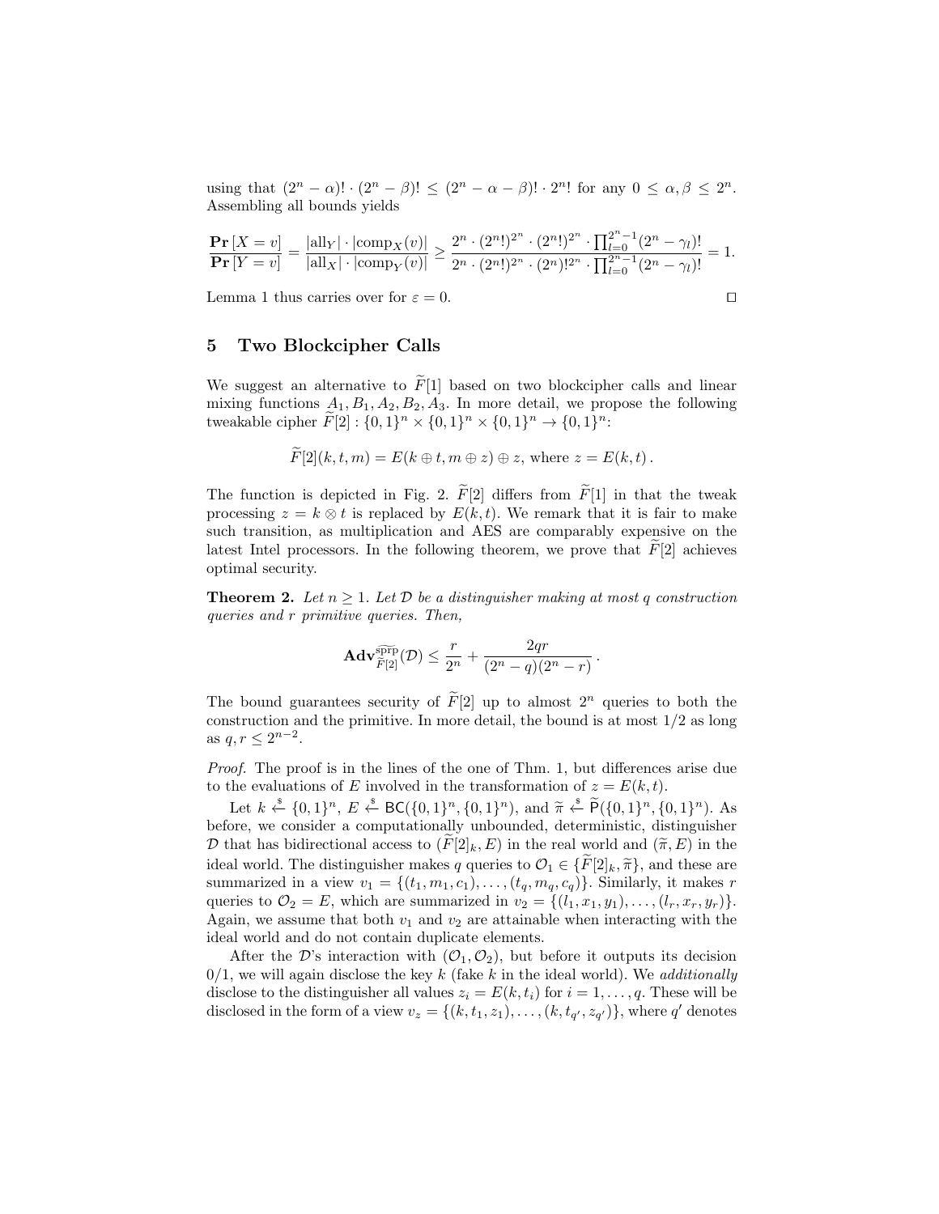using that $(2^n - \alpha)! \cdot (2^n - \beta)! \leq (2^n - \alpha - \beta)! \cdot 2^n!$ for any $0 \leq \alpha, \beta \leq 2^n$. Assembling all bounds yields

$$\frac{\mathbf{Pr}[X = v]}{\mathbf{Pr}[Y = v]} = \frac{|\text{all}_Y| \cdot |\text{comp}_X(v)|}{|\text{all}_X| \cdot |\text{comp}_Y(v)|} \geq \frac{2^n \cdot (2^n!)^{2^n} \cdot (2^n!)^{2^n} \cdot \prod_{l=0}^{2^n-1}(2^n - \gamma_l)!}{2^n \cdot (2^n!)^{2^n} \cdot (2^n)!^{2^n} \cdot \prod_{l=0}^{2^n-1}(2^n - \gamma_l)!} = 1.$$

Lemma 1 thus carries over for $\varepsilon = 0$. $\square$

## 5 Two Blockcipher Calls

We suggest an alternative to $\widetilde{F}[1]$ based on two blockcipher calls and linear mixing functions $A_1, B_1, A_2, B_2, A_3$. In more detail, we propose the following tweakable cipher $\widetilde{F}[2] : \{0,1\}^n \times \{0,1\}^n \times \{0,1\}^n \to \{0,1\}^n$:

$$\widetilde{F}[2](k, t, m) = E(k \oplus t, m \oplus z) \oplus z, \text{ where } z = E(k, t)\,.$$

The function is depicted in Fig. 2. $\widetilde{F}[2]$ differs from $\widetilde{F}[1]$ in that the tweak processing $z = k \otimes t$ is replaced by $E(k, t)$. We remark that it is fair to make such transition, as multiplication and AES are comparably expensive on the latest Intel processors. In the following theorem, we prove that $\widetilde{F}[2]$ achieves optimal security.

**Theorem 2.** *Let $n \geq 1$. Let $\mathcal{D}$ be a distinguisher making at most $q$ construction queries and $r$ primitive queries. Then,*

$$\mathbf{Adv}^{\widetilde{\text{sprp}}}_{\widetilde{F}[2]}(\mathcal{D}) \leq \frac{r}{2^n} + \frac{2qr}{(2^n - q)(2^n - r)}\,.$$

The bound guarantees security of $\widetilde{F}[2]$ up to almost $2^n$ queries to both the construction and the primitive. In more detail, the bound is at most $1/2$ as long as $q, r \leq 2^{n-2}$.

*Proof.* The proof is in the lines of the one of Thm. 1, but differences arise due to the evaluations of $E$ involved in the transformation of $z = E(k, t)$.

Let $k \xleftarrow{\$} \{0,1\}^n$, $E \xleftarrow{\$} \mathsf{BC}(\{0,1\}^n, \{0,1\}^n)$, and $\widetilde{\pi} \xleftarrow{\$} \widetilde{\mathsf{P}}(\{0,1\}^n, \{0,1\}^n)$. As before, we consider a computationally unbounded, deterministic, distinguisher $\mathcal{D}$ that has bidirectional access to $(\widetilde{F}[2]_k, E)$ in the real world and $(\widetilde{\pi}, E)$ in the ideal world. The distinguisher makes $q$ queries to $\mathcal{O}_1 \in \{\widetilde{F}[2]_k, \widetilde{\pi}\}$, and these are summarized in a view $v_1 = \{(t_1, m_1, c_1), \ldots, (t_q, m_q, c_q)\}$. Similarly, it makes $r$ queries to $\mathcal{O}_2 = E$, which are summarized in $v_2 = \{(l_1, x_1, y_1), \ldots, (l_r, x_r, y_r)\}$. Again, we assume that both $v_1$ and $v_2$ are attainable when interacting with the ideal world and do not contain duplicate elements.

After the $\mathcal{D}$'s interaction with $(\mathcal{O}_1, \mathcal{O}_2)$, but before it outputs its decision 0/1, we will again disclose the key $k$ (fake $k$ in the ideal world). We *additionally* disclose to the distinguisher all values $z_i = E(k, t_i)$ for $i = 1, \ldots, q$. These will be disclosed in the form of a view $v_z = \{(k, t_1, z_1), \ldots, (k, t_{q'}, z_{q'})\}$, where $q'$ denotes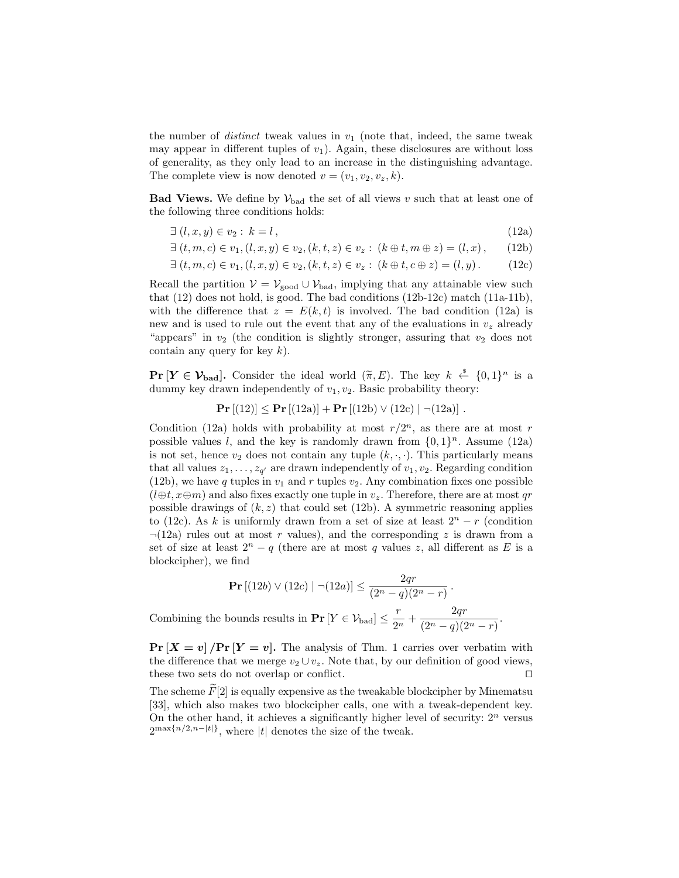the number of *distinct* tweak values in $v_1$ (note that, indeed, the same tweak may appear in different tuples of $v_1$). Again, these disclosures are without loss of generality, as they only lead to an increase in the distinguishing advantage. The complete view is now denoted $v = (v_1, v_2, v_z, k)$.

**Bad Views.** We define by $\mathcal{V}_{\text{bad}}$ the set of all views $v$ such that at least one of the following three conditions holds:

$$\exists\, (l, x, y) \in v_2 :\ k = l\,, \tag{12a}$$

$$\exists\, (t, m, c) \in v_1, (l, x, y) \in v_2, (k, t, z) \in v_z :\ (k \oplus t, m \oplus z) = (l, x)\,, \tag{12b}$$

$$\exists\, (t, m, c) \in v_1, (l, x, y) \in v_2, (k, t, z) \in v_z :\ (k \oplus t, c \oplus z) = (l, y)\,. \tag{12c}$$

Recall the partition $\mathcal{V} = \mathcal{V}_{\text{good}} \cup \mathcal{V}_{\text{bad}}$, implying that any attainable view such that (12) does not hold, is good. The bad conditions (12b-12c) match (11a-11b), with the difference that $z = E(k, t)$ is involved. The bad condition (12a) is new and is used to rule out the event that any of the evaluations in $v_z$ already "appears" in $v_2$ (the condition is slightly stronger, assuring that $v_2$ does not contain any query for key $k$).

**$\mathbf{Pr}\,[\boldsymbol{Y \in \mathcal{V}_{\text{bad}}}]$.** Consider the ideal world $(\widetilde{\pi}, E)$. The key $k \xleftarrow{\$} \{0,1\}^n$ is a dummy key drawn independently of $v_1, v_2$. Basic probability theory:

$$\mathbf{Pr}\,[(12)] \leq \mathbf{Pr}\,[(12\text{a})] + \mathbf{Pr}\,[(12\text{b}) \vee (12\text{c}) \mid \neg(12\text{a})]\,.$$

Condition (12a) holds with probability at most $r/2^n$, as there are at most $r$ possible values $l$, and the key is randomly drawn from $\{0,1\}^n$. Assume (12a) is not set, hence $v_2$ does not contain any tuple $(k, \cdot, \cdot)$. This particularly means that all values $z_1, \ldots, z_{q'}$ are drawn independently of $v_1, v_2$. Regarding condition (12b), we have $q$ tuples in $v_1$ and $r$ tuples $v_2$. Any combination fixes one possible $(l \oplus t, x \oplus m)$ and also fixes exactly one tuple in $v_z$. Therefore, there are at most $qr$ possible drawings of $(k, z)$ that could set (12b). A symmetric reasoning applies to (12c). As $k$ is uniformly drawn from a set of size at least $2^n - r$ (condition $\neg$(12a) rules out at most $r$ values), and the corresponding $z$ is drawn from a set of size at least $2^n - q$ (there are at most $q$ values $z$, all different as $E$ is a blockcipher), we find

$$\mathbf{Pr}\,[(12b) \vee (12c) \mid \neg(12a)] \leq \frac{2qr}{(2^n - q)(2^n - r)}\,.$$

Combining the bounds results in $\mathbf{Pr}\,[Y \in \mathcal{V}_{\text{bad}}] \leq \dfrac{r}{2^n} + \dfrac{2qr}{(2^n - q)(2^n - r)}$.

**$\mathbf{Pr}\,[\boldsymbol{X = v}]\,/\,\mathbf{Pr}\,[\boldsymbol{Y = v}]$.** The analysis of Thm. 1 carries over verbatim with the difference that we merge $v_2 \cup v_z$. Note that, by our definition of good views, these two sets do not overlap or conflict. ◻

The scheme $\widetilde{F}[2]$ is equally expensive as the tweakable blockcipher by Minematsu [33], which also makes two blockcipher calls, one with a tweak-dependent key. On the other hand, it achieves a significantly higher level of security: $2^n$ versus $2^{\max\{n/2, n-|t|\}}$, where $|t|$ denotes the size of the tweak.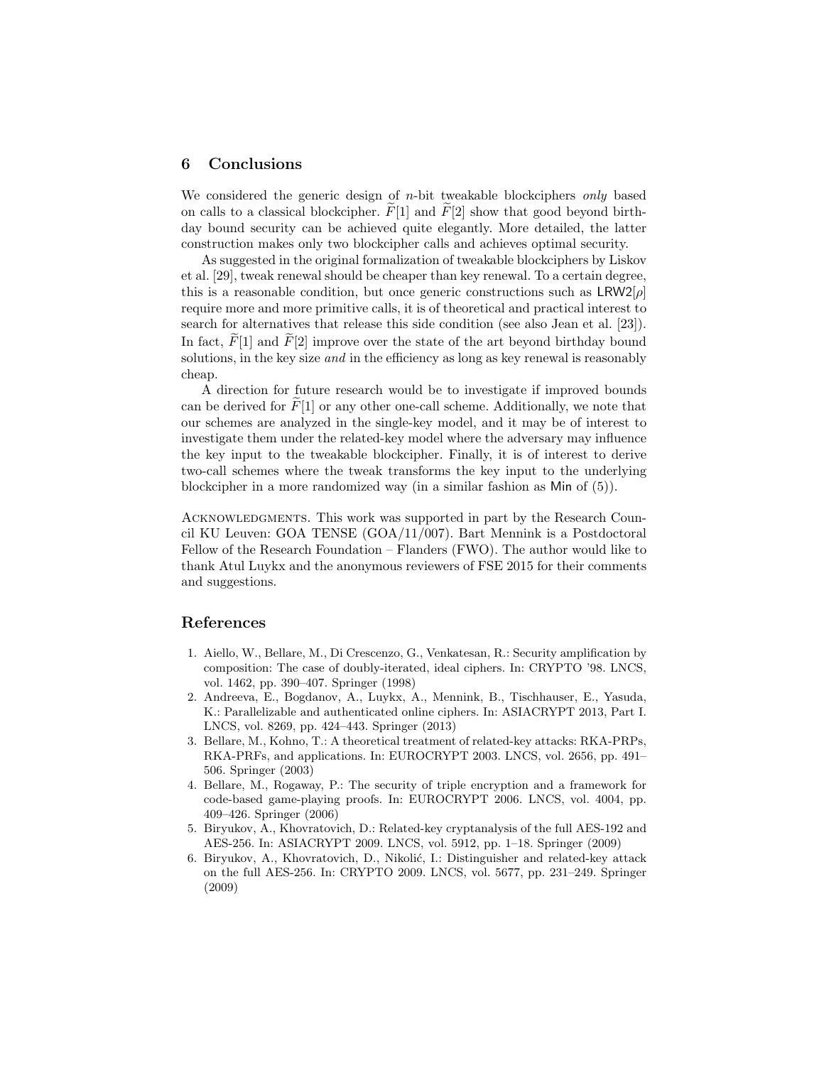## 6 Conclusions

We considered the generic design of $n$-bit tweakable blockciphers *only* based on calls to a classical blockcipher. $\widetilde{F}[1]$ and $\widetilde{F}[2]$ show that good beyond birthday bound security can be achieved quite elegantly. More detailed, the latter construction makes only two blockcipher calls and achieves optimal security.

As suggested in the original formalization of tweakable blockciphers by Liskov et al. [29], tweak renewal should be cheaper than key renewal. To a certain degree, this is a reasonable condition, but once generic constructions such as $\mathsf{LRW2}[\rho]$ require more and more primitive calls, it is of theoretical and practical interest to search for alternatives that release this side condition (see also Jean et al. [23]). In fact, $\widetilde{F}[1]$ and $\widetilde{F}[2]$ improve over the state of the art beyond birthday bound solutions, in the key size *and* in the efficiency as long as key renewal is reasonably cheap.

A direction for future research would be to investigate if improved bounds can be derived for $\widetilde{F}[1]$ or any other one-call scheme. Additionally, we note that our schemes are analyzed in the single-key model, and it may be of interest to investigate them under the related-key model where the adversary may influence the key input to the tweakable blockcipher. Finally, it is of interest to derive two-call schemes where the tweak transforms the key input to the underlying blockcipher in a more randomized way (in a similar fashion as $\mathsf{Min}$ of (5)).

Acknowledgments. This work was supported in part by the Research Council KU Leuven: GOA TENSE (GOA/11/007). Bart Mennink is a Postdoctoral Fellow of the Research Foundation – Flanders (FWO). The author would like to thank Atul Luykx and the anonymous reviewers of FSE 2015 for their comments and suggestions.

## References

1. Aiello, W., Bellare, M., Di Crescenzo, G., Venkatesan, R.: Security amplification by composition: The case of doubly-iterated, ideal ciphers. In: CRYPTO '98. LNCS, vol. 1462, pp. 390–407. Springer (1998)
2. Andreeva, E., Bogdanov, A., Luykx, A., Mennink, B., Tischhauser, E., Yasuda, K.: Parallelizable and authenticated online ciphers. In: ASIACRYPT 2013, Part I. LNCS, vol. 8269, pp. 424–443. Springer (2013)
3. Bellare, M., Kohno, T.: A theoretical treatment of related-key attacks: RKA-PRPs, RKA-PRFs, and applications. In: EUROCRYPT 2003. LNCS, vol. 2656, pp. 491–506. Springer (2003)
4. Bellare, M., Rogaway, P.: The security of triple encryption and a framework for code-based game-playing proofs. In: EUROCRYPT 2006. LNCS, vol. 4004, pp. 409–426. Springer (2006)
5. Biryukov, A., Khovratovich, D.: Related-key cryptanalysis of the full AES-192 and AES-256. In: ASIACRYPT 2009. LNCS, vol. 5912, pp. 1–18. Springer (2009)
6. Biryukov, A., Khovratovich, D., Nikolić, I.: Distinguisher and related-key attack on the full AES-256. In: CRYPTO 2009. LNCS, vol. 5677, pp. 231–249. Springer (2009)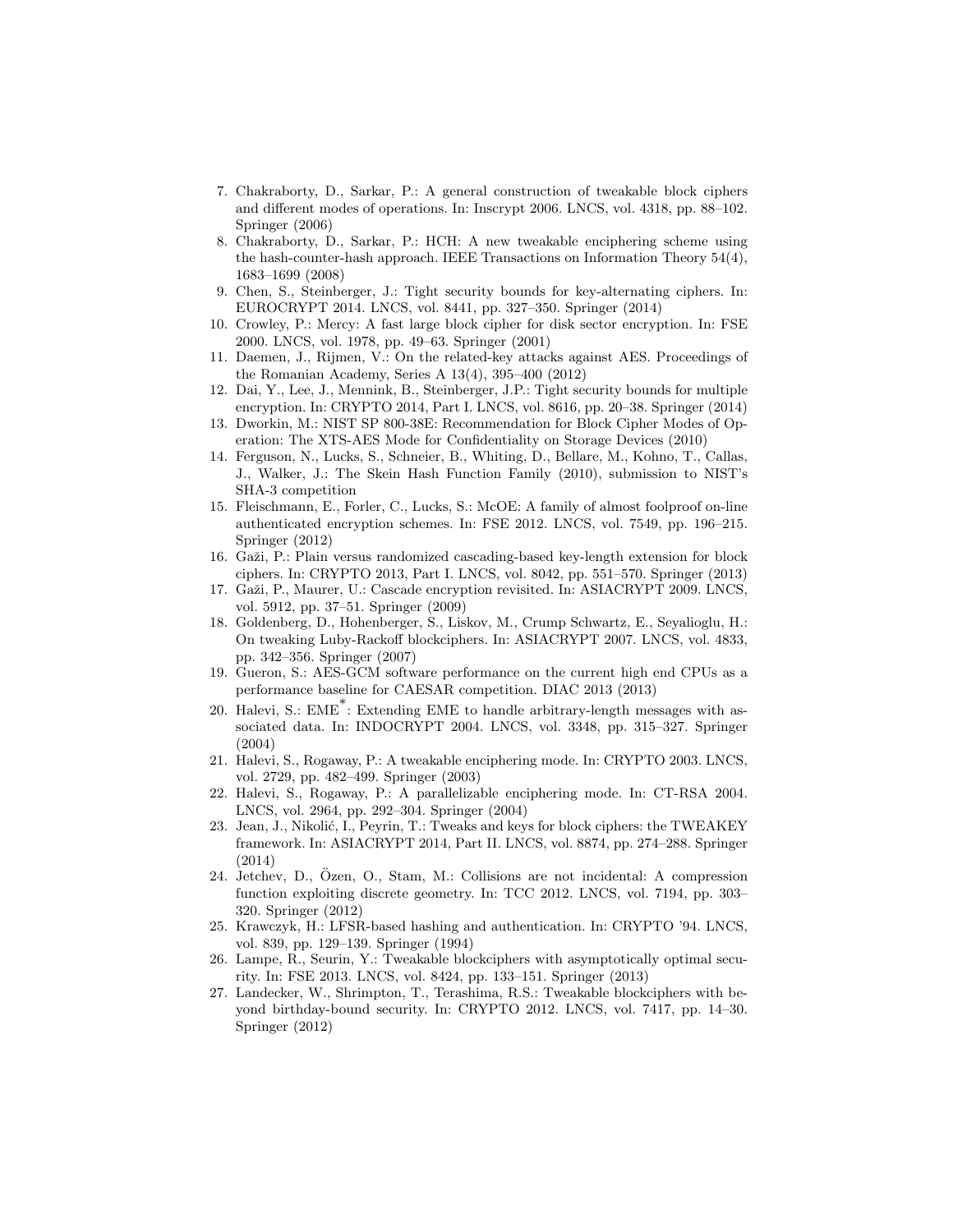7. Chakraborty, D., Sarkar, P.: A general construction of tweakable block ciphers and different modes of operations. In: Inscrypt 2006. LNCS, vol. 4318, pp. 88–102. Springer (2006)
8. Chakraborty, D., Sarkar, P.: HCH: A new tweakable enciphering scheme using the hash-counter-hash approach. IEEE Transactions on Information Theory 54(4), 1683–1699 (2008)
9. Chen, S., Steinberger, J.: Tight security bounds for key-alternating ciphers. In: EUROCRYPT 2014. LNCS, vol. 8441, pp. 327–350. Springer (2014)
10. Crowley, P.: Mercy: A fast large block cipher for disk sector encryption. In: FSE 2000. LNCS, vol. 1978, pp. 49–63. Springer (2001)
11. Daemen, J., Rijmen, V.: On the related-key attacks against AES. Proceedings of the Romanian Academy, Series A 13(4), 395–400 (2012)
12. Dai, Y., Lee, J., Mennink, B., Steinberger, J.P.: Tight security bounds for multiple encryption. In: CRYPTO 2014, Part I. LNCS, vol. 8616, pp. 20–38. Springer (2014)
13. Dworkin, M.: NIST SP 800-38E: Recommendation for Block Cipher Modes of Operation: The XTS-AES Mode for Confidentiality on Storage Devices (2010)
14. Ferguson, N., Lucks, S., Schneier, B., Whiting, D., Bellare, M., Kohno, T., Callas, J., Walker, J.: The Skein Hash Function Family (2010), submission to NIST's SHA-3 competition
15. Fleischmann, E., Forler, C., Lucks, S.: McOE: A family of almost foolproof on-line authenticated encryption schemes. In: FSE 2012. LNCS, vol. 7549, pp. 196–215. Springer (2012)
16. Gaži, P.: Plain versus randomized cascading-based key-length extension for block ciphers. In: CRYPTO 2013, Part I. LNCS, vol. 8042, pp. 551–570. Springer (2013)
17. Gaži, P., Maurer, U.: Cascade encryption revisited. In: ASIACRYPT 2009. LNCS, vol. 5912, pp. 37–51. Springer (2009)
18. Goldenberg, D., Hohenberger, S., Liskov, M., Crump Schwartz, E., Seyalioglu, H.: On tweaking Luby-Rackoff blockciphers. In: ASIACRYPT 2007. LNCS, vol. 4833, pp. 342–356. Springer (2007)
19. Gueron, S.: AES-GCM software performance on the current high end CPUs as a performance baseline for CAESAR competition. DIAC 2013 (2013)
20. Halevi, S.: EME$^*$: Extending EME to handle arbitrary-length messages with associated data. In: INDOCRYPT 2004. LNCS, vol. 3348, pp. 315–327. Springer (2004)
21. Halevi, S., Rogaway, P.: A tweakable enciphering mode. In: CRYPTO 2003. LNCS, vol. 2729, pp. 482–499. Springer (2003)
22. Halevi, S., Rogaway, P.: A parallelizable enciphering mode. In: CT-RSA 2004. LNCS, vol. 2964, pp. 292–304. Springer (2004)
23. Jean, J., Nikolić, I., Peyrin, T.: Tweaks and keys for block ciphers: the TWEAKEY framework. In: ASIACRYPT 2014, Part II. LNCS, vol. 8874, pp. 274–288. Springer (2014)
24. Jetchev, D., Özen, O., Stam, M.: Collisions are not incidental: A compression function exploiting discrete geometry. In: TCC 2012. LNCS, vol. 7194, pp. 303–320. Springer (2012)
25. Krawczyk, H.: LFSR-based hashing and authentication. In: CRYPTO '94. LNCS, vol. 839, pp. 129–139. Springer (1994)
26. Lampe, R., Seurin, Y.: Tweakable blockciphers with asymptotically optimal security. In: FSE 2013. LNCS, vol. 8424, pp. 133–151. Springer (2013)
27. Landecker, W., Shrimpton, T., Terashima, R.S.: Tweakable blockciphers with beyond birthday-bound security. In: CRYPTO 2012. LNCS, vol. 7417, pp. 14–30. Springer (2012)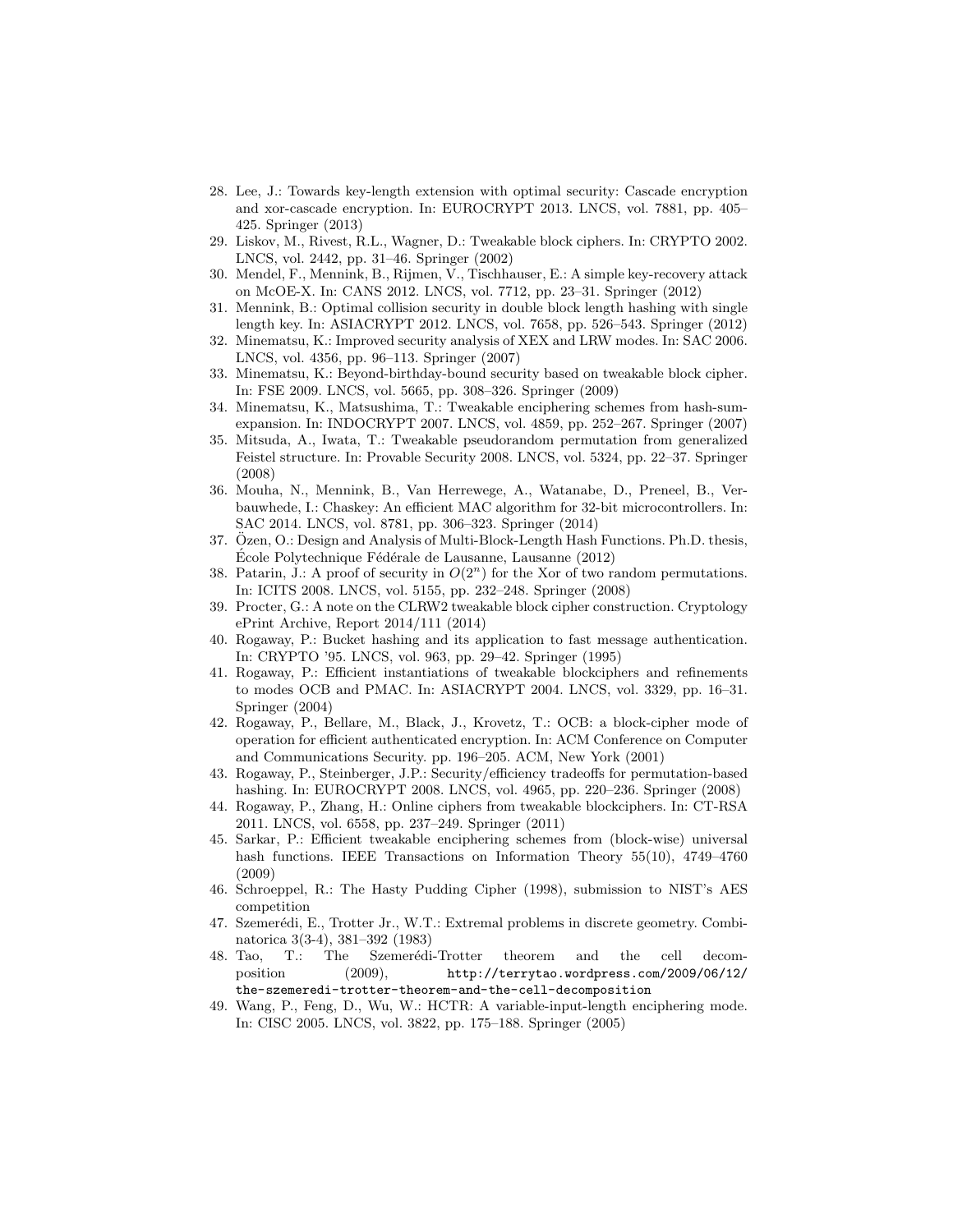28. Lee, J.: Towards key-length extension with optimal security: Cascade encryption and xor-cascade encryption. In: EUROCRYPT 2013. LNCS, vol. 7881, pp. 405–425. Springer (2013)
29. Liskov, M., Rivest, R.L., Wagner, D.: Tweakable block ciphers. In: CRYPTO 2002. LNCS, vol. 2442, pp. 31–46. Springer (2002)
30. Mendel, F., Mennink, B., Rijmen, V., Tischhauser, E.: A simple key-recovery attack on McOE-X. In: CANS 2012. LNCS, vol. 7712, pp. 23–31. Springer (2012)
31. Mennink, B.: Optimal collision security in double block length hashing with single length key. In: ASIACRYPT 2012. LNCS, vol. 7658, pp. 526–543. Springer (2012)
32. Minematsu, K.: Improved security analysis of XEX and LRW modes. In: SAC 2006. LNCS, vol. 4356, pp. 96–113. Springer (2007)
33. Minematsu, K.: Beyond-birthday-bound security based on tweakable block cipher. In: FSE 2009. LNCS, vol. 5665, pp. 308–326. Springer (2009)
34. Minematsu, K., Matsushima, T.: Tweakable enciphering schemes from hash-sum-expansion. In: INDOCRYPT 2007. LNCS, vol. 4859, pp. 252–267. Springer (2007)
35. Mitsuda, A., Iwata, T.: Tweakable pseudorandom permutation from generalized Feistel structure. In: Provable Security 2008. LNCS, vol. 5324, pp. 22–37. Springer (2008)
36. Mouha, N., Mennink, B., Van Herrewege, A., Watanabe, D., Preneel, B., Verbauwhede, I.: Chaskey: An efficient MAC algorithm for 32-bit microcontrollers. In: SAC 2014. LNCS, vol. 8781, pp. 306–323. Springer (2014)
37. Özen, O.: Design and Analysis of Multi-Block-Length Hash Functions. Ph.D. thesis, École Polytechnique Fédérale de Lausanne, Lausanne (2012)
38. Patarin, J.: A proof of security in $O(2^n)$ for the Xor of two random permutations. In: ICITS 2008. LNCS, vol. 5155, pp. 232–248. Springer (2008)
39. Procter, G.: A note on the CLRW2 tweakable block cipher construction. Cryptology ePrint Archive, Report 2014/111 (2014)
40. Rogaway, P.: Bucket hashing and its application to fast message authentication. In: CRYPTO '95. LNCS, vol. 963, pp. 29–42. Springer (1995)
41. Rogaway, P.: Efficient instantiations of tweakable blockciphers and refinements to modes OCB and PMAC. In: ASIACRYPT 2004. LNCS, vol. 3329, pp. 16–31. Springer (2004)
42. Rogaway, P., Bellare, M., Black, J., Krovetz, T.: OCB: a block-cipher mode of operation for efficient authenticated encryption. In: ACM Conference on Computer and Communications Security. pp. 196–205. ACM, New York (2001)
43. Rogaway, P., Steinberger, J.P.: Security/efficiency tradeoffs for permutation-based hashing. In: EUROCRYPT 2008. LNCS, vol. 4965, pp. 220–236. Springer (2008)
44. Rogaway, P., Zhang, H.: Online ciphers from tweakable blockciphers. In: CT-RSA 2011. LNCS, vol. 6558, pp. 237–249. Springer (2011)
45. Sarkar, P.: Efficient tweakable enciphering schemes from (block-wise) universal hash functions. IEEE Transactions on Information Theory 55(10), 4749–4760 (2009)
46. Schroeppel, R.: The Hasty Pudding Cipher (1998), submission to NIST's AES competition
47. Szemerédi, E., Trotter Jr., W.T.: Extremal problems in discrete geometry. Combinatorica 3(3-4), 381–392 (1983)
48. Tao, T.: The Szemerédi-Trotter theorem and the cell decomposition (2009), http://terrytao.wordpress.com/2009/06/12/the-szemeredi-trotter-theorem-and-the-cell-decomposition
49. Wang, P., Feng, D., Wu, W.: HCTR: A variable-input-length enciphering mode. In: CISC 2005. LNCS, vol. 3822, pp. 175–188. Springer (2005)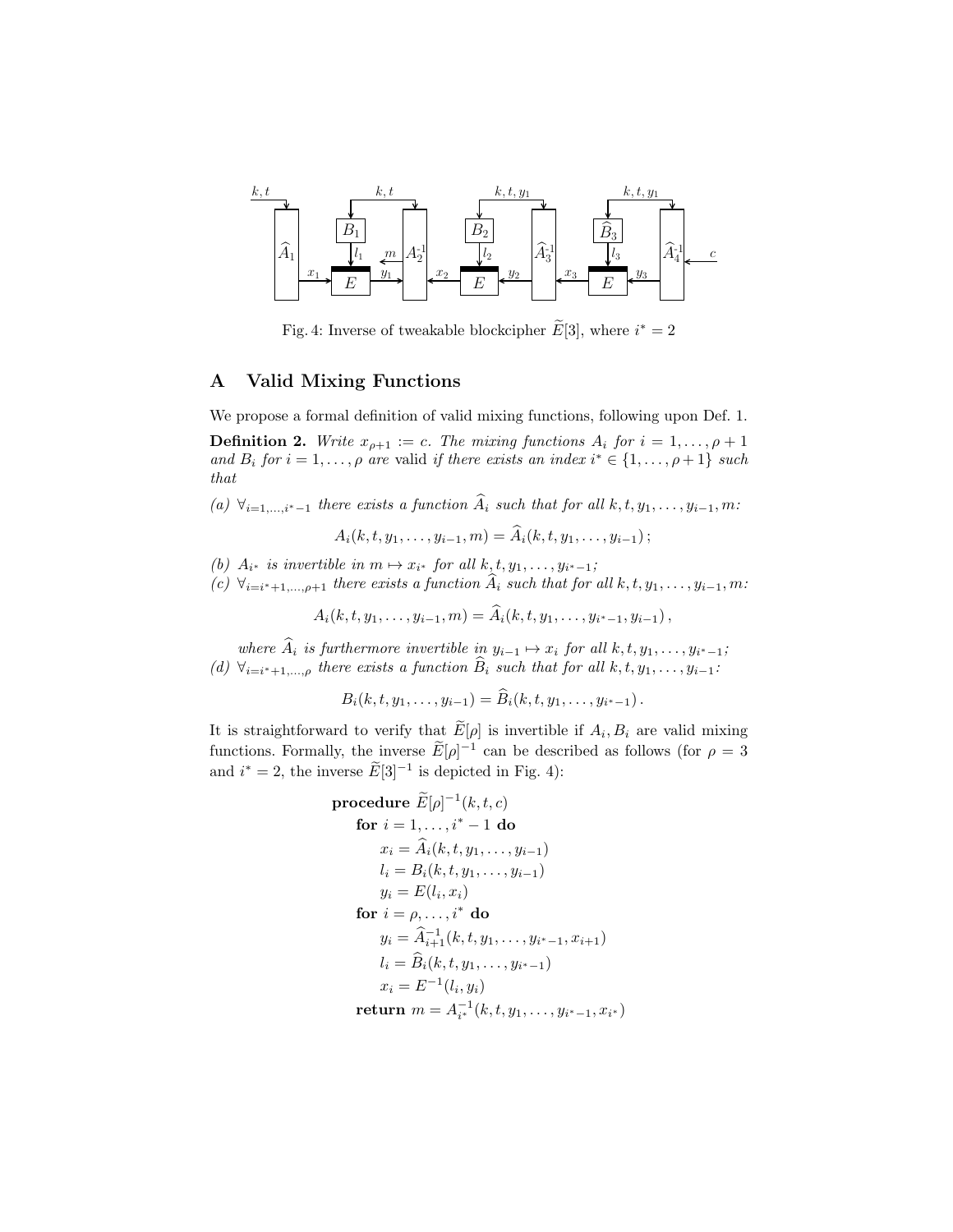Fig. 4: Inverse of tweakable blockcipher $\widetilde{E}[3]$, where $i^* = 2$

## A Valid Mixing Functions

We propose a formal definition of valid mixing functions, following upon Def. 1.

**Definition 2.** *Write $x_{\rho+1} := c$. The mixing functions $A_i$ for $i = 1, \ldots, \rho+1$ and $B_i$ for $i = 1, \ldots, \rho$ are* valid *if there exists an index $i^* \in \{1, \ldots, \rho+1\}$ such that*

*(a) $\forall_{i=1,\ldots,i^*-1}$ there exists a function $\widehat{A}_i$ such that for all $k, t, y_1, \ldots, y_{i-1}, m$:*

$$A_i(k, t, y_1, \ldots, y_{i-1}, m) = \widehat{A}_i(k, t, y_1, \ldots, y_{i-1});$$

*(b) $A_{i^*}$ is invertible in $m \mapsto x_{i^*}$ for all $k, t, y_1, \ldots, y_{i^*-1}$;*

*(c) $\forall_{i=i^*+1,\ldots,\rho+1}$ there exists a function $\widehat{A}_i$ such that for all $k, t, y_1, \ldots, y_{i-1}, m$:*

$$A_i(k, t, y_1, \ldots, y_{i-1}, m) = \widehat{A}_i(k, t, y_1, \ldots, y_{i^*-1}, y_{i-1}),$$

*where $\widehat{A}_i$ is furthermore invertible in $y_{i-1} \mapsto x_i$ for all $k, t, y_1, \ldots, y_{i^*-1}$;*

*(d) $\forall_{i=i^*+1,\ldots,\rho}$ there exists a function $\widehat{B}_i$ such that for all $k, t, y_1, \ldots, y_{i-1}$:*

$$B_i(k, t, y_1, \ldots, y_{i-1}) = \widehat{B}_i(k, t, y_1, \ldots, y_{i^*-1}).$$

It is straightforward to verify that $\widetilde{E}[\rho]$ is invertible if $A_i, B_i$ are valid mixing functions. Formally, the inverse $\widetilde{E}[\rho]^{-1}$ can be described as follows (for $\rho = 3$ and $i^* = 2$, the inverse $\widetilde{E}[3]^{-1}$ is depicted in Fig. 4):

**procedure** $\widetilde{E}[\rho]^{-1}(k, t, c)$
  **for** $i = 1, \ldots, i^* - 1$ **do**
    $x_i = \widehat{A}_i(k, t, y_1, \ldots, y_{i-1})$
    $l_i = B_i(k, t, y_1, \ldots, y_{i-1})$
    $y_i = E(l_i, x_i)$
  **for** $i = \rho, \ldots, i^*$ **do**
    $y_i = \widehat{A}_{i+1}^{-1}(k, t, y_1, \ldots, y_{i^*-1}, x_{i+1})$
    $l_i = \widehat{B}_i(k, t, y_1, \ldots, y_{i^*-1})$
    $x_i = E^{-1}(l_i, y_i)$
  **return** $m = A_{i^*}^{-1}(k, t, y_1, \ldots, y_{i^*-1}, x_{i^*})$